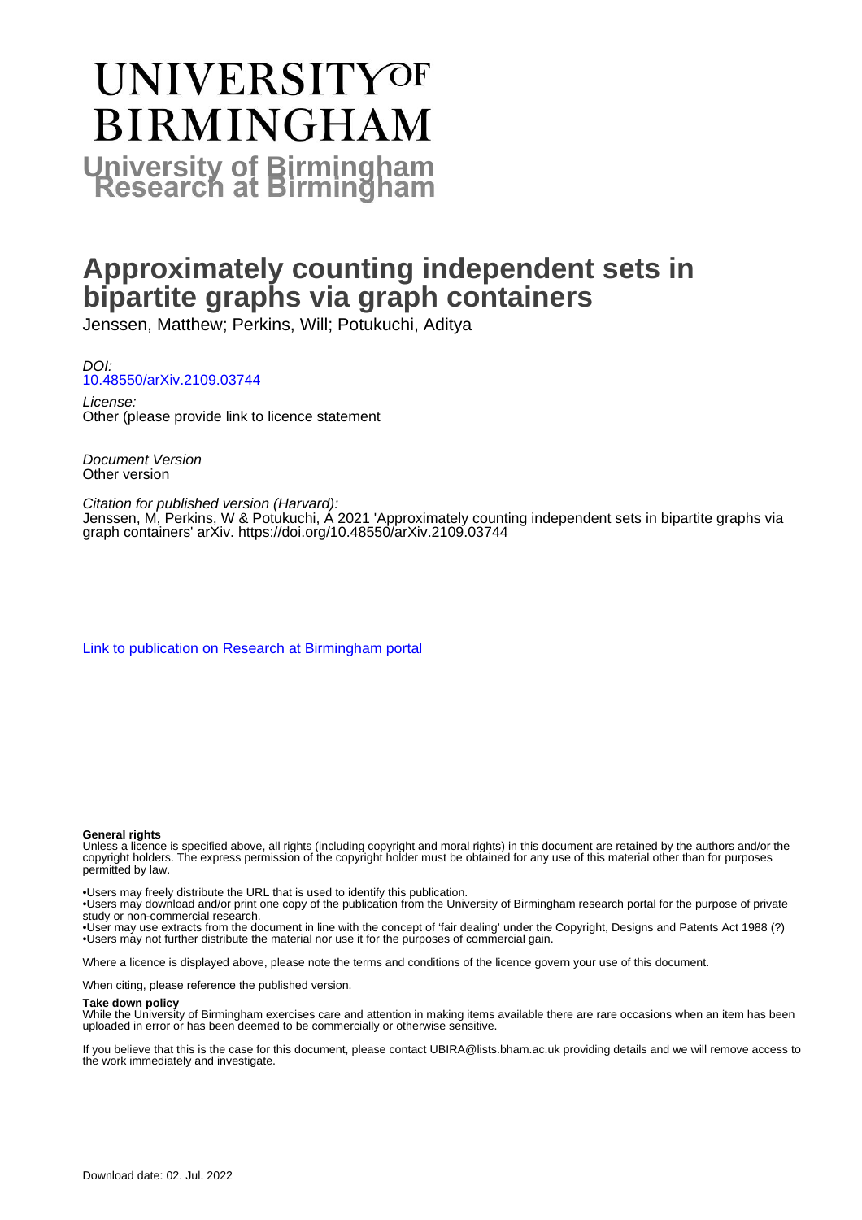# UNIVERSITY OF BIRMINGHAM

## University of Birmingham Research at Birmingham

# Approximately counting independent sets in bipartite graphs via graph containers

Jenssen, Matthew; Perkins, Will; Potukuchi, Aditya

*DOI:*
10.48550/arXiv.2109.03744

*License:*
Other (please provide link to licence statement

*Document Version*
Other version

*Citation for published version (Harvard):*
Jenssen, M, Perkins, W & Potukuchi, A 2021 'Approximately counting independent sets in bipartite graphs via graph containers' arXiv. https://doi.org/10.48550/arXiv.2109.03744

Link to publication on Research at Birmingham portal

**General rights**
Unless a licence is specified above, all rights (including copyright and moral rights) in this document are retained by the authors and/or the copyright holders. The express permission of the copyright holder must be obtained for any use of this material other than for purposes permitted by law.

•Users may freely distribute the URL that is used to identify this publication.
•Users may download and/or print one copy of the publication from the University of Birmingham research portal for the purpose of private study or non-commercial research.
•User may use extracts from the document in line with the concept of 'fair dealing' under the Copyright, Designs and Patents Act 1988 (?)
•Users may not further distribute the material nor use it for the purposes of commercial gain.

Where a licence is displayed above, please note the terms and conditions of the licence govern your use of this document.

When citing, please reference the published version.

**Take down policy**
While the University of Birmingham exercises care and attention in making items available there are rare occasions when an item has been uploaded in error or has been deemed to be commercially or otherwise sensitive.

If you believe that this is the case for this document, please contact UBIRA@lists.bham.ac.uk providing details and we will remove access to the work immediately and investigate.

Download date: 02. Jul. 2022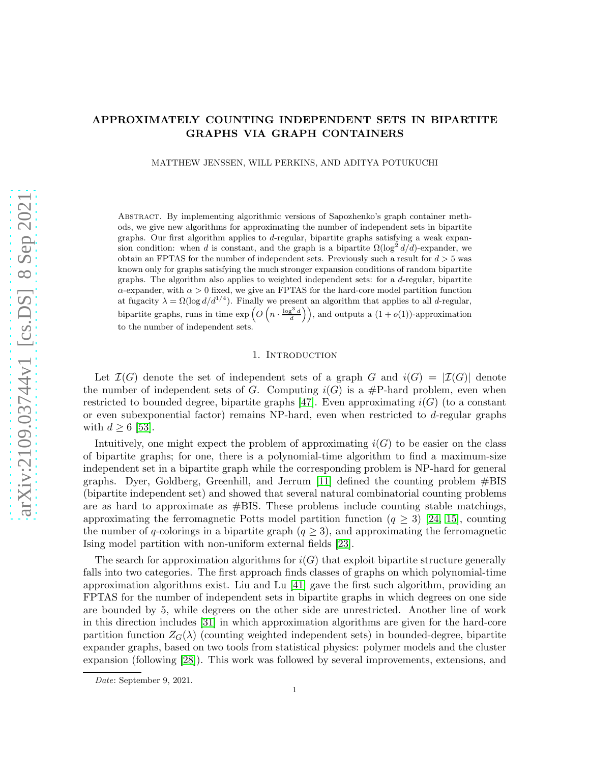# APPROXIMATELY COUNTING INDEPENDENT SETS IN BIPARTITE GRAPHS VIA GRAPH CONTAINERS

MATTHEW JENSSEN, WILL PERKINS, AND ADITYA POTUKUCHI

Abstract. By implementing algorithmic versions of Sapozhenko's graph container methods, we give new algorithms for approximating the number of independent sets in bipartite graphs. Our first algorithm applies to $d$-regular, bipartite graphs satisfying a weak expansion condition: when $d$ is constant, and the graph is a bipartite $\Omega(\log^2 d/d)$-expander, we obtain an FPTAS for the number of independent sets. Previously such a result for $d > 5$ was known only for graphs satisfying the much stronger expansion conditions of random bipartite graphs. The algorithm also applies to weighted independent sets: for a $d$-regular, bipartite $\alpha$-expander, with $\alpha > 0$ fixed, we give an FPTAS for the hard-core model partition function at fugacity $\lambda = \Omega(\log d/d^{1/4})$. Finally we present an algorithm that applies to all $d$-regular, bipartite graphs, runs in time $\exp\left(O\left(n \cdot \frac{\log^3 d}{d}\right)\right)$, and outputs a $(1 + o(1))$-approximation to the number of independent sets.

## 1. Introduction

Let $\mathcal{I}(G)$ denote the set of independent sets of a graph $G$ and $i(G) = |\mathcal{I}(G)|$ denote the number of independent sets of $G$. Computing $i(G)$ is a #P-hard problem, even when restricted to bounded degree, bipartite graphs [47]. Even approximating $i(G)$ (to a constant or even subexponential factor) remains NP-hard, even when restricted to $d$-regular graphs with $d \geq 6$ [53].

Intuitively, one might expect the problem of approximating $i(G)$ to be easier on the class of bipartite graphs; for one, there is a polynomial-time algorithm to find a maximum-size independent set in a bipartite graph while the corresponding problem is NP-hard for general graphs. Dyer, Goldberg, Greenhill, and Jerrum [11] defined the counting problem #BIS (bipartite independent set) and showed that several natural combinatorial counting problems are as hard to approximate as #BIS. These problems include counting stable matchings, approximating the ferromagnetic Potts model partition function ($q \geq 3$) [24, 15], counting the number of $q$-colorings in a bipartite graph ($q \geq 3$), and approximating the ferromagnetic Ising model partition with non-uniform external fields [23].

The search for approximation algorithms for $i(G)$ that exploit bipartite structure generally falls into two categories. The first approach finds classes of graphs on which polynomial-time approximation algorithms exist. Liu and Lu [41] gave the first such algorithm, providing an FPTAS for the number of independent sets in bipartite graphs in which degrees on one side are bounded by 5, while degrees on the other side are unrestricted. Another line of work in this direction includes [31] in which approximation algorithms are given for the hard-core partition function $Z_G(\lambda)$ (counting weighted independent sets) in bounded-degree, bipartite expander graphs, based on two tools from statistical physics: polymer models and the cluster expansion (following [28]). This work was followed by several improvements, extensions, and

Date: September 9, 2021.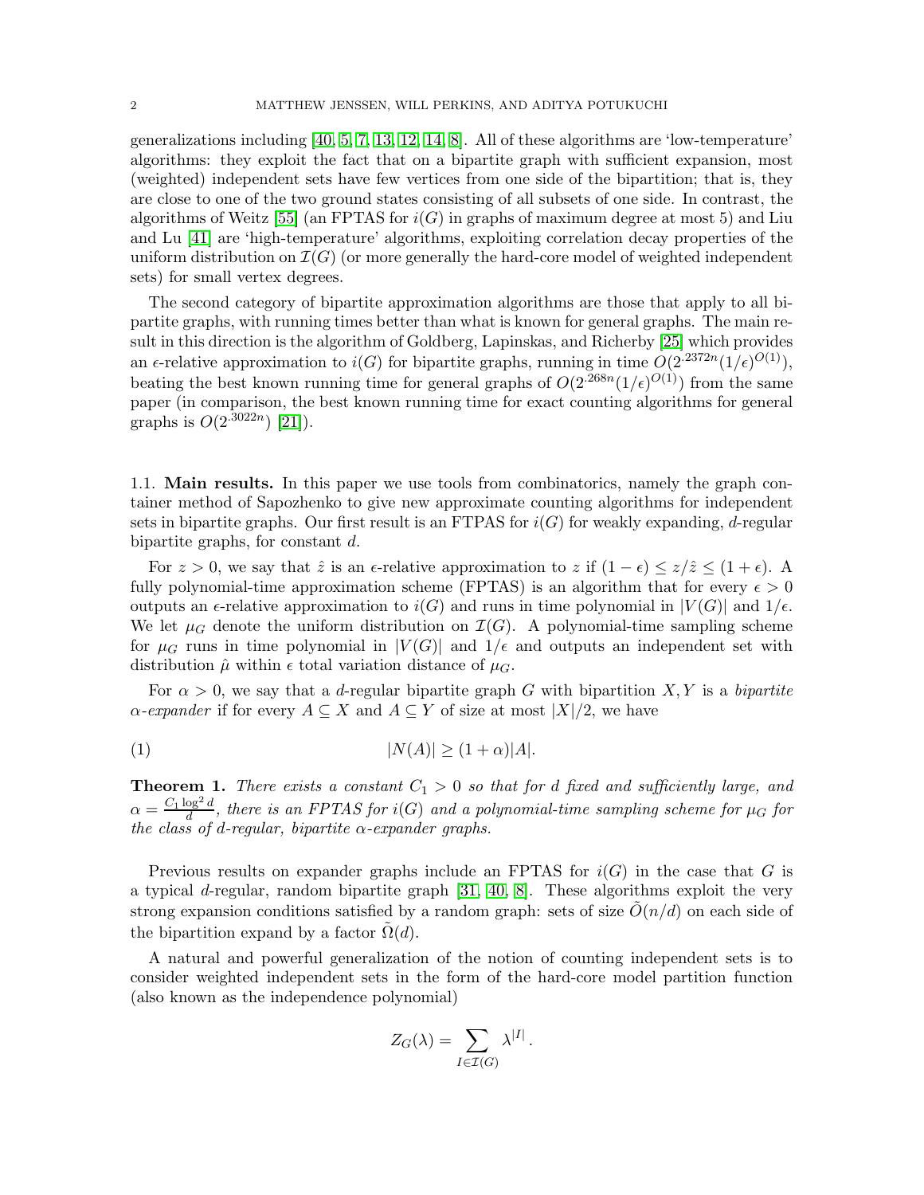generalizations including [40, 5, 7, 13, 12, 14, 8]. All of these algorithms are 'low-temperature' algorithms: they exploit the fact that on a bipartite graph with sufficient expansion, most (weighted) independent sets have few vertices from one side of the bipartition; that is, they are close to one of the two ground states consisting of all subsets of one side. In contrast, the algorithms of Weitz [55] (an FPTAS for $i(G)$ in graphs of maximum degree at most 5) and Liu and Lu [41] are 'high-temperature' algorithms, exploiting correlation decay properties of the uniform distribution on $\mathcal{I}(G)$ (or more generally the hard-core model of weighted independent sets) for small vertex degrees.

The second category of bipartite approximation algorithms are those that apply to all bipartite graphs, with running times better than what is known for general graphs. The main result in this direction is the algorithm of Goldberg, Lapinskas, and Richerby [25] which provides an $\epsilon$-relative approximation to $i(G)$ for bipartite graphs, running in time $O(2^{.2372n}(1/\epsilon)^{O(1)})$, beating the best known running time for general graphs of $O(2^{.268n}(1/\epsilon)^{O(1)})$ from the same paper (in comparison, the best known running time for exact counting algorithms for general graphs is $O(2^{.3022n})$ [21]).

### 1.1. Main results.

In this paper we use tools from combinatorics, namely the graph container method of Sapozhenko to give new approximate counting algorithms for independent sets in bipartite graphs. Our first result is an FTPAS for $i(G)$ for weakly expanding, $d$-regular bipartite graphs, for constant $d$.

For $z > 0$, we say that $\hat{z}$ is an $\epsilon$-relative approximation to $z$ if $(1-\epsilon) \leq z/\hat{z} \leq (1+\epsilon)$. A fully polynomial-time approximation scheme (FPTAS) is an algorithm that for every $\epsilon > 0$ outputs an $\epsilon$-relative approximation to $i(G)$ and runs in time polynomial in $|V(G)|$ and $1/\epsilon$. We let $\mu_G$ denote the uniform distribution on $\mathcal{I}(G)$. A polynomial-time sampling scheme for $\mu_G$ runs in time polynomial in $|V(G)|$ and $1/\epsilon$ and outputs an independent set with distribution $\hat{\mu}$ within $\epsilon$ total variation distance of $\mu_G$.

For $\alpha > 0$, we say that a $d$-regular bipartite graph $G$ with bipartition $X, Y$ is a *bipartite $\alpha$-expander* if for every $A \subseteq X$ and $A \subseteq Y$ of size at most $|X|/2$, we have

$$|N(A)| \geq (1+\alpha)|A|. \tag{1}$$

**Theorem 1.** *There exists a constant $C_1 > 0$ so that for $d$ fixed and sufficiently large, and $\alpha = \frac{C_1 \log^2 d}{d}$, there is an FPTAS for $i(G)$ and a polynomial-time sampling scheme for $\mu_G$ for the class of $d$-regular, bipartite $\alpha$-expander graphs.*

Previous results on expander graphs include an FPTAS for $i(G)$ in the case that $G$ is a typical $d$-regular, random bipartite graph [31, 40, 8]. These algorithms exploit the very strong expansion conditions satisfied by a random graph: sets of size $\tilde{O}(n/d)$ on each side of the bipartition expand by a factor $\tilde{\Omega}(d)$.

A natural and powerful generalization of the notion of counting independent sets is to consider weighted independent sets in the form of the hard-core model partition function (also known as the independence polynomial)

$$Z_G(\lambda) = \sum_{I \in \mathcal{I}(G)} \lambda^{|I|}.$$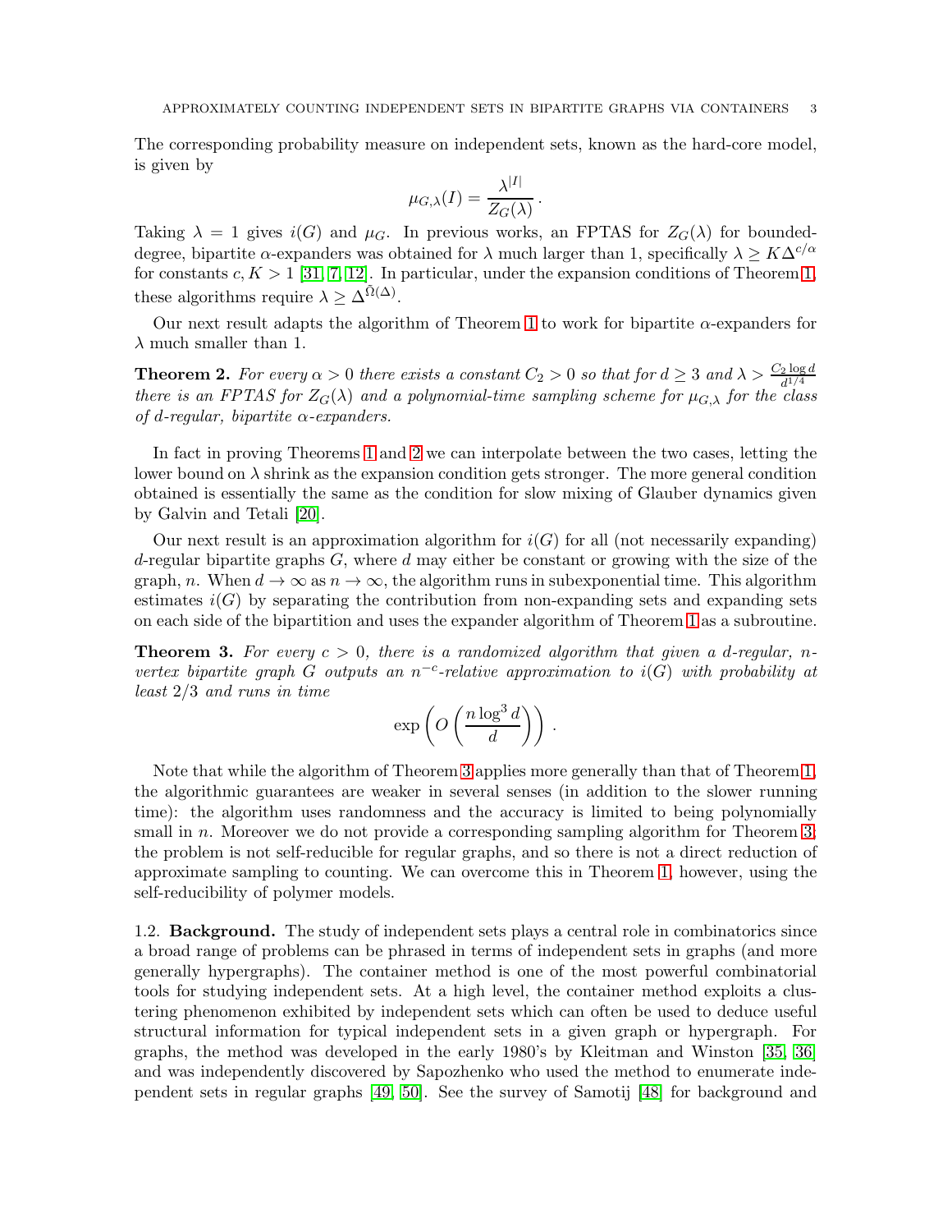The corresponding probability measure on independent sets, known as the hard-core model, is given by

$$\mu_{G,\lambda}(I) = \frac{\lambda^{|I|}}{Z_G(\lambda)}\,.$$

Taking $\lambda = 1$ gives $i(G)$ and $\mu_G$. In previous works, an FPTAS for $Z_G(\lambda)$ for bounded-degree, bipartite $\alpha$-expanders was obtained for $\lambda$ much larger than 1, specifically $\lambda \geq K\Delta^{c/\alpha}$ for constants $c, K > 1$ [31, 7, 12]. In particular, under the expansion conditions of Theorem 1, these algorithms require $\lambda \geq \Delta^{\tilde{\Omega}(\Delta)}$.

Our next result adapts the algorithm of Theorem 1 to work for bipartite $\alpha$-expanders for $\lambda$ much smaller than 1.

**Theorem 2.** *For every $\alpha > 0$ there exists a constant $C_2 > 0$ so that for $d \geq 3$ and $\lambda > \frac{C_2 \log d}{d^{1/4}}$ there is an FPTAS for $Z_G(\lambda)$ and a polynomial-time sampling scheme for $\mu_{G,\lambda}$ for the class of $d$-regular, bipartite $\alpha$-expanders.*

In fact in proving Theorems 1 and 2 we can interpolate between the two cases, letting the lower bound on $\lambda$ shrink as the expansion condition gets stronger. The more general condition obtained is essentially the same as the condition for slow mixing of Glauber dynamics given by Galvin and Tetali [20].

Our next result is an approximation algorithm for $i(G)$ for all (not necessarily expanding) $d$-regular bipartite graphs $G$, where $d$ may either be constant or growing with the size of the graph, $n$. When $d \to \infty$ as $n \to \infty$, the algorithm runs in subexponential time. This algorithm estimates $i(G)$ by separating the contribution from non-expanding sets and expanding sets on each side of the bipartition and uses the expander algorithm of Theorem 1 as a subroutine.

**Theorem 3.** *For every $c > 0$, there is a randomized algorithm that given a $d$-regular, $n$-vertex bipartite graph $G$ outputs an $n^{-c}$-relative approximation to $i(G)$ with probability at least $2/3$ and runs in time*

$$\exp\left(O\left(\frac{n \log^3 d}{d}\right)\right)\,.$$

Note that while the algorithm of Theorem 3 applies more generally than that of Theorem 1, the algorithmic guarantees are weaker in several senses (in addition to the slower running time): the algorithm uses randomness and the accuracy is limited to being polynomially small in $n$. Moreover we do not provide a corresponding sampling algorithm for Theorem 3; the problem is not self-reducible for regular graphs, and so there is not a direct reduction of approximate sampling to counting. We can overcome this in Theorem 1, however, using the self-reducibility of polymer models.

## 1.2. Background.

The study of independent sets plays a central role in combinatorics since a broad range of problems can be phrased in terms of independent sets in graphs (and more generally hypergraphs). The container method is one of the most powerful combinatorial tools for studying independent sets. At a high level, the container method exploits a clustering phenomenon exhibited by independent sets which can often be used to deduce useful structural information for typical independent sets in a given graph or hypergraph. For graphs, the method was developed in the early 1980's by Kleitman and Winston [35, 36] and was independently discovered by Sapozhenko who used the method to enumerate independent sets in regular graphs [49, 50]. See the survey of Samotij [48] for background and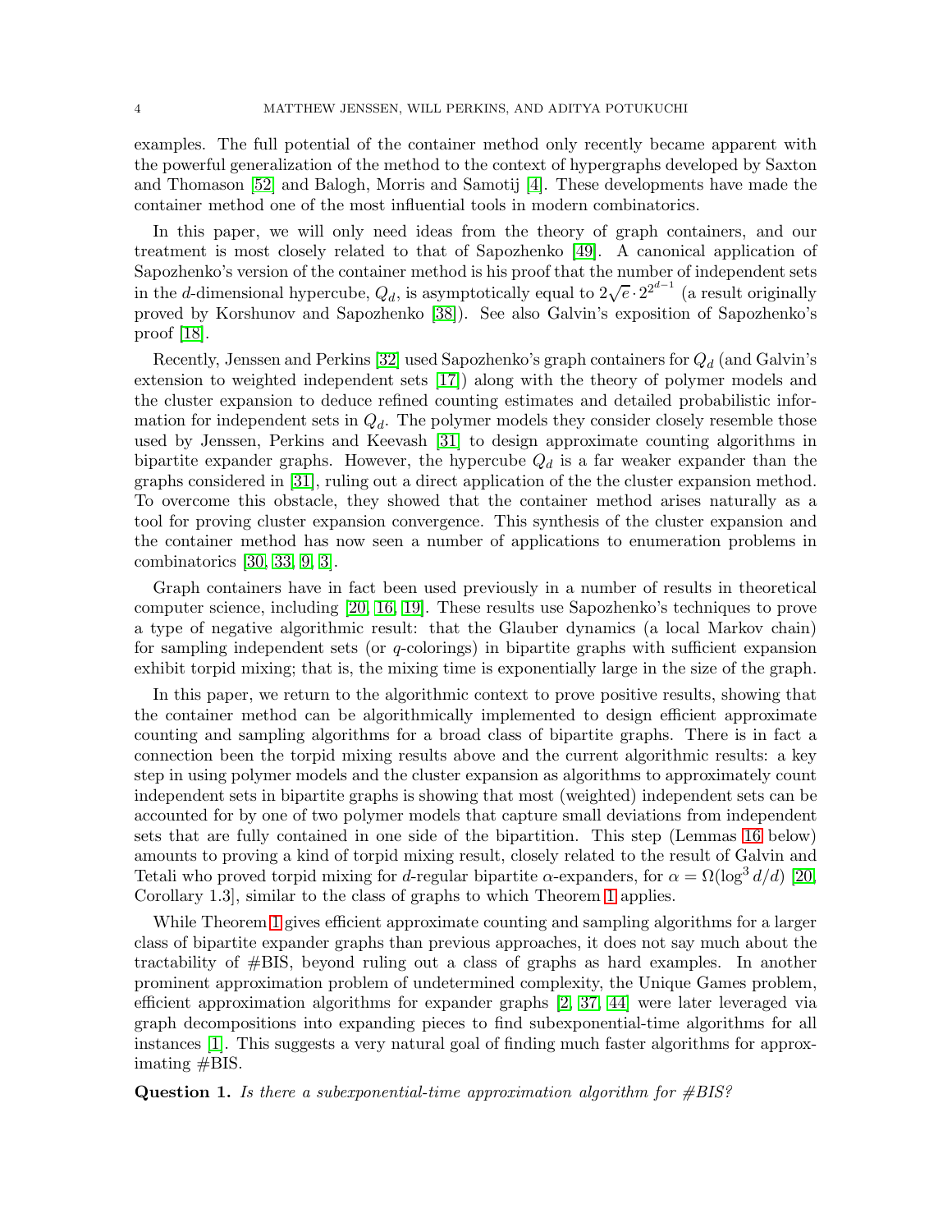examples. The full potential of the container method only recently became apparent with the powerful generalization of the method to the context of hypergraphs developed by Saxton and Thomason [52] and Balogh, Morris and Samotij [4]. These developments have made the container method one of the most influential tools in modern combinatorics.

In this paper, we will only need ideas from the theory of graph containers, and our treatment is most closely related to that of Sapozhenko [49]. A canonical application of Sapozhenko's version of the container method is his proof that the number of independent sets in the $d$-dimensional hypercube, $Q_d$, is asymptotically equal to $2\sqrt{e}\cdot 2^{2^{d-1}}$ (a result originally proved by Korshunov and Sapozhenko [38]). See also Galvin's exposition of Sapozhenko's proof [18].

Recently, Jenssen and Perkins [32] used Sapozhenko's graph containers for $Q_d$ (and Galvin's extension to weighted independent sets [17]) along with the theory of polymer models and the cluster expansion to deduce refined counting estimates and detailed probabilistic information for independent sets in $Q_d$. The polymer models they consider closely resemble those used by Jenssen, Perkins and Keevash [31] to design approximate counting algorithms in bipartite expander graphs. However, the hypercube $Q_d$ is a far weaker expander than the graphs considered in [31], ruling out a direct application of the the cluster expansion method. To overcome this obstacle, they showed that the container method arises naturally as a tool for proving cluster expansion convergence. This synthesis of the cluster expansion and the container method has now seen a number of applications to enumeration problems in combinatorics [30, 33, 9, 3].

Graph containers have in fact been used previously in a number of results in theoretical computer science, including [20, 16, 19]. These results use Sapozhenko's techniques to prove a type of negative algorithmic result: that the Glauber dynamics (a local Markov chain) for sampling independent sets (or $q$-colorings) in bipartite graphs with sufficient expansion exhibit torpid mixing; that is, the mixing time is exponentially large in the size of the graph.

In this paper, we return to the algorithmic context to prove positive results, showing that the container method can be algorithmically implemented to design efficient approximate counting and sampling algorithms for a broad class of bipartite graphs. There is in fact a connection been the torpid mixing results above and the current algorithmic results: a key step in using polymer models and the cluster expansion as algorithms to approximately count independent sets in bipartite graphs is showing that most (weighted) independent sets can be accounted for by one of two polymer models that capture small deviations from independent sets that are fully contained in one side of the bipartition. This step (Lemmas 16 below) amounts to proving a kind of torpid mixing result, closely related to the result of Galvin and Tetali who proved torpid mixing for $d$-regular bipartite $\alpha$-expanders, for $\alpha = \Omega(\log^3 d/d)$ [20, Corollary 1.3], similar to the class of graphs to which Theorem 1 applies.

While Theorem 1 gives efficient approximate counting and sampling algorithms for a larger class of bipartite expander graphs than previous approaches, it does not say much about the tractability of #BIS, beyond ruling out a class of graphs as hard examples. In another prominent approximation problem of undetermined complexity, the Unique Games problem, efficient approximation algorithms for expander graphs [2, 37, 44] were later leveraged via graph decompositions into expanding pieces to find subexponential-time algorithms for all instances [1]. This suggests a very natural goal of finding much faster algorithms for approximating #BIS.

**Question 1.** *Is there a subexponential-time approximation algorithm for #BIS?*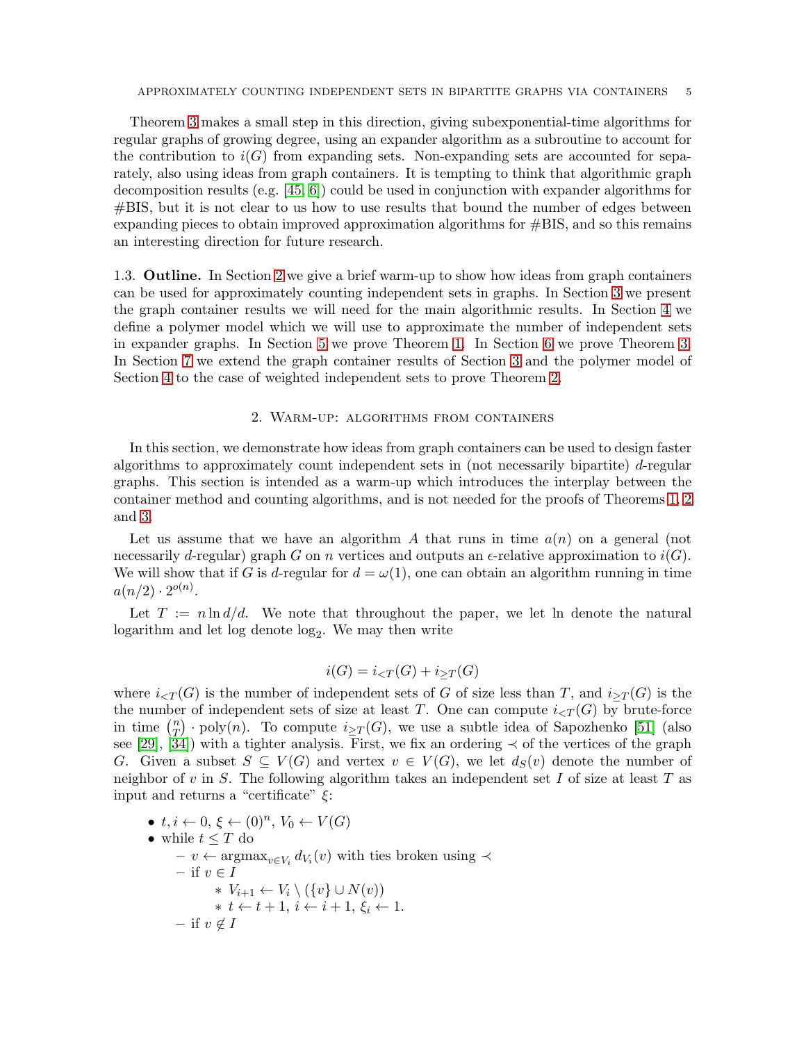Theorem 3 makes a small step in this direction, giving subexponential-time algorithms for regular graphs of growing degree, using an expander algorithm as a subroutine to account for the contribution to $i(G)$ from expanding sets. Non-expanding sets are accounted for separately, also using ideas from graph containers. It is tempting to think that algorithmic graph decomposition results (e.g. [45, 6]) could be used in conjunction with expander algorithms for #BIS, but it is not clear to us how to use results that bound the number of edges between expanding pieces to obtain improved approximation algorithms for #BIS, and so this remains an interesting direction for future research.

1.3. **Outline.** In Section 2 we give a brief warm-up to show how ideas from graph containers can be used for approximately counting independent sets in graphs. In Section 3 we present the graph container results we will need for the main algorithmic results. In Section 4 we define a polymer model which we will use to approximate the number of independent sets in expander graphs. In Section 5 we prove Theorem 1. In Section 6 we prove Theorem 3. In Section 7 we extend the graph container results of Section 3 and the polymer model of Section 4 to the case of weighted independent sets to prove Theorem 2.

## 2. Warm-up: algorithms from containers

In this section, we demonstrate how ideas from graph containers can be used to design faster algorithms to approximately count independent sets in (not necessarily bipartite) $d$-regular graphs. This section is intended as a warm-up which introduces the interplay between the container method and counting algorithms, and is not needed for the proofs of Theorems 1, 2 and 3.

Let us assume that we have an algorithm $A$ that runs in time $a(n)$ on a general (not necessarily $d$-regular) graph $G$ on $n$ vertices and outputs an $\epsilon$-relative approximation to $i(G)$. We will show that if $G$ is $d$-regular for $d = \omega(1)$, one can obtain an algorithm running in time $a(n/2) \cdot 2^{o(n)}$.

Let $T := n \ln d/d$. We note that throughout the paper, we let ln denote the natural logarithm and let log denote $\log_2$. We may then write

$$i(G) = i_{<T}(G) + i_{\geq T}(G)$$

where $i_{<T}(G)$ is the number of independent sets of $G$ of size less than $T$, and $i_{\geq T}(G)$ is the the number of independent sets of size at least $T$. One can compute $i_{<T}(G)$ by brute-force in time $\binom{n}{T} \cdot \text{poly}(n)$. To compute $i_{\geq T}(G)$, we use a subtle idea of Sapozhenko [51] (also see [29], [34]) with a tighter analysis. First, we fix an ordering $\prec$ of the vertices of the graph $G$. Given a subset $S \subseteq V(G)$ and vertex $v \in V(G)$, we let $d_S(v)$ denote the number of neighbor of $v$ in $S$. The following algorithm takes an independent set $I$ of size at least $T$ as input and returns a "certificate" $\xi$:

- $t, i \leftarrow 0$, $\xi \leftarrow (0)^n$, $V_0 \leftarrow V(G)$
- while $t \leq T$ do
  - $v \leftarrow \text{argmax}_{v \in V_i} d_{V_i}(v)$ with ties broken using $\prec$
  - if $v \in I$
    - $V_{i+1} \leftarrow V_i \setminus (\{v\} \cup N(v))$
    - $t \leftarrow t + 1$, $i \leftarrow i + 1$, $\xi_i \leftarrow 1$.
  - if $v \notin I$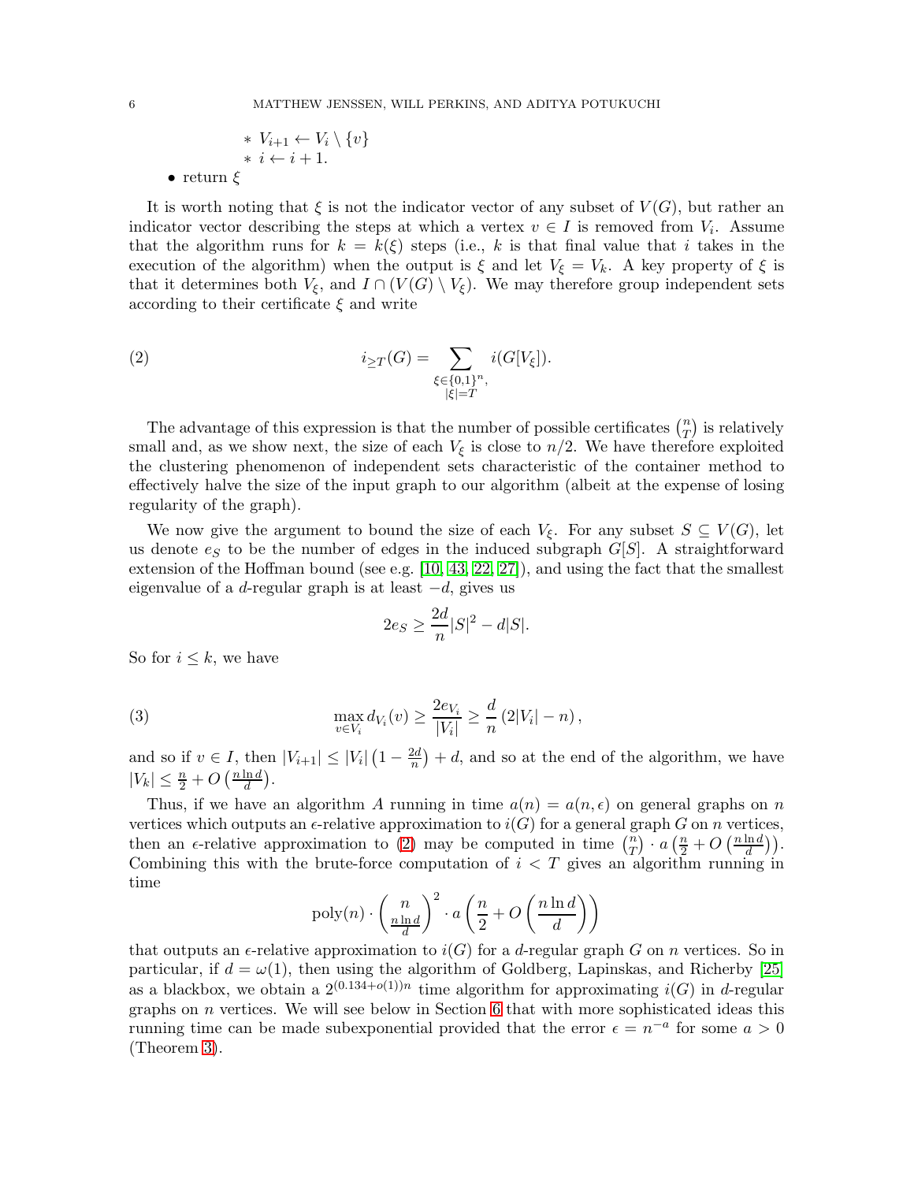- $*$ $V_{i+1} \leftarrow V_i \setminus \{v\}$
  - $*$ $i \leftarrow i + 1$.
- return $\xi$

It is worth noting that $\xi$ is not the indicator vector of any subset of $V(G)$, but rather an indicator vector describing the steps at which a vertex $v \in I$ is removed from $V_i$. Assume that the algorithm runs for $k = k(\xi)$ steps (i.e., $k$ is that final value that $i$ takes in the execution of the algorithm) when the output is $\xi$ and let $V_\xi = V_k$. A key property of $\xi$ is that it determines both $V_\xi$, and $I \cap (V(G) \setminus V_\xi)$. We may therefore group independent sets according to their certificate $\xi$ and write

$$i_{\geq T}(G) = \sum_{\substack{\xi \in \{0,1\}^n, \\ |\xi| = T}} i(G[V_\xi]). \tag{2}$$

The advantage of this expression is that the number of possible certificates $\binom{n}{T}$ is relatively small and, as we show next, the size of each $V_\xi$ is close to $n/2$. We have therefore exploited the clustering phenomenon of independent sets characteristic of the container method to effectively halve the size of the input graph to our algorithm (albeit at the expense of losing regularity of the graph).

We now give the argument to bound the size of each $V_\xi$. For any subset $S \subseteq V(G)$, let us denote $e_S$ to be the number of edges in the induced subgraph $G[S]$. A straightforward extension of the Hoffman bound (see e.g. [10, 43, 22, 27]), and using the fact that the smallest eigenvalue of a $d$-regular graph is at least $-d$, gives us

$$2e_S \geq \frac{2d}{n}|S|^2 - d|S|.$$

So for $i \leq k$, we have

$$\max_{v \in V_i} d_{V_i}(v) \geq \frac{2e_{V_i}}{|V_i|} \geq \frac{d}{n}\left(2|V_i| - n\right), \tag{3}$$

and so if $v \in I$, then $|V_{i+1}| \leq |V_i|\left(1 - \frac{2d}{n}\right) + d$, and so at the end of the algorithm, we have $|V_k| \leq \frac{n}{2} + O\left(\frac{n \ln d}{d}\right)$.

Thus, if we have an algorithm $A$ running in time $a(n) = a(n, \epsilon)$ on general graphs on $n$ vertices which outputs an $\epsilon$-relative approximation to $i(G)$ for a general graph $G$ on $n$ vertices, then an $\epsilon$-relative approximation to (2) may be computed in time $\binom{n}{T} \cdot a\left(\frac{n}{2} + O\left(\frac{n \ln d}{d}\right)\right)$. Combining this with the brute-force computation of $i < T$ gives an algorithm running in time

$$\text{poly}(n) \cdot \binom{n}{\frac{n \ln d}{d}}^2 \cdot a\left(\frac{n}{2} + O\left(\frac{n \ln d}{d}\right)\right)$$

that outputs an $\epsilon$-relative approximation to $i(G)$ for a $d$-regular graph $G$ on $n$ vertices. So in particular, if $d = \omega(1)$, then using the algorithm of Goldberg, Lapinskas, and Richerby [25] as a blackbox, we obtain a $2^{(0.134+o(1))n}$ time algorithm for approximating $i(G)$ in $d$-regular graphs on $n$ vertices. We will see below in Section 6 that with more sophisticated ideas this running time can be made subexponential provided that the error $\epsilon = n^{-a}$ for some $a > 0$ (Theorem 3).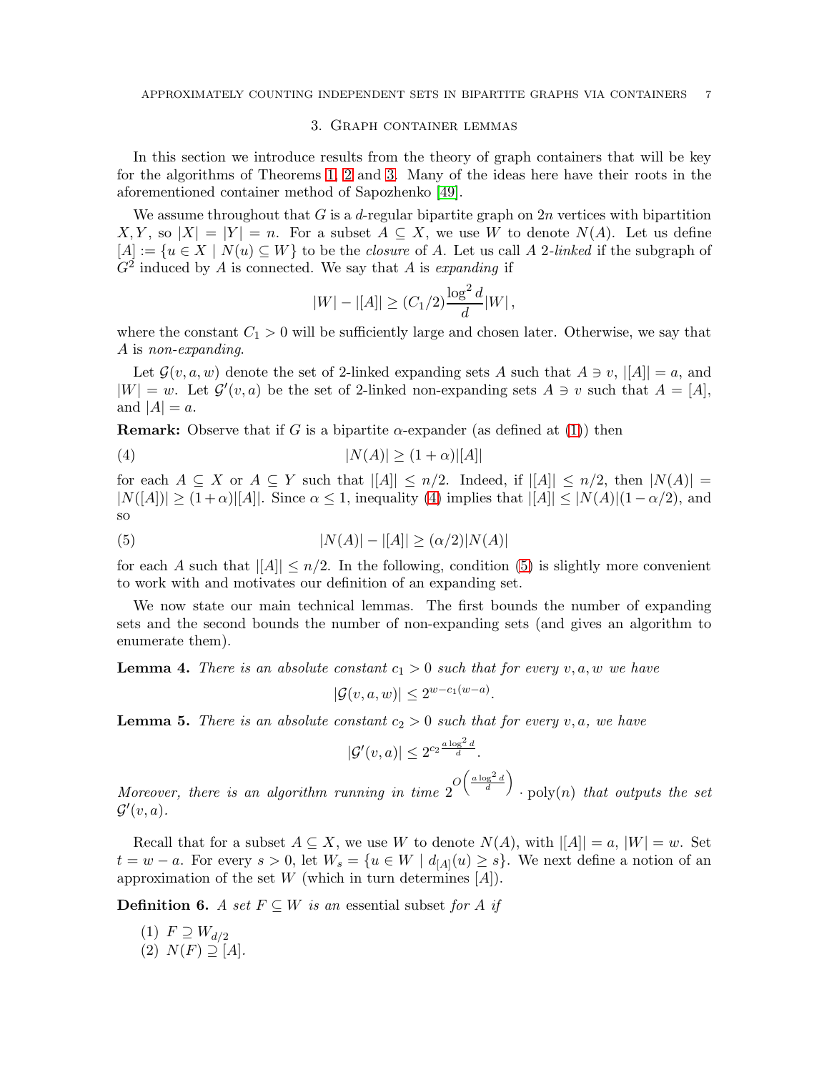## 3. Graph container lemmas

In this section we introduce results from the theory of graph containers that will be key for the algorithms of Theorems 1, 2 and 3. Many of the ideas here have their roots in the aforementioned container method of Sapozhenko [49].

We assume throughout that $G$ is a $d$-regular bipartite graph on $2n$ vertices with bipartition $X, Y$, so $|X| = |Y| = n$. For a subset $A \subseteq X$, we use $W$ to denote $N(A)$. Let us define $[A] := \{u \in X \mid N(u) \subseteq W\}$ to be the *closure* of $A$. Let us call $A$ *2-linked* if the subgraph of $G^2$ induced by $A$ is connected. We say that $A$ is *expanding* if

$$|W| - |[A]| \geq (C_1/2)\frac{\log^2 d}{d}|W|,$$

where the constant $C_1 > 0$ will be sufficiently large and chosen later. Otherwise, we say that $A$ is *non-expanding*.

Let $\mathcal{G}(v, a, w)$ denote the set of 2-linked expanding sets $A$ such that $A \ni v$, $|[A]| = a$, and $|W| = w$. Let $\mathcal{G}'(v, a)$ be the set of 2-linked non-expanding sets $A \ni v$ such that $A = [A]$, and $|A| = a$.

**Remark:** Observe that if $G$ is a bipartite $\alpha$-expander (as defined at (1)) then

$$|N(A)| \geq (1 + \alpha)|[A]| \tag{4}$$

for each $A \subseteq X$ or $A \subseteq Y$ such that $|[A]| \leq n/2$. Indeed, if $|[A]| \leq n/2$, then $|N(A)| = |N([A])| \geq (1 + \alpha)|[A]|$. Since $\alpha \leq 1$, inequality (4) implies that $|[A]| \leq |N(A)|(1 - \alpha/2)$, and so

$$|N(A)| - |[A]| \geq (\alpha/2)|N(A)| \tag{5}$$

for each $A$ such that $|[A]| \leq n/2$. In the following, condition (5) is slightly more convenient to work with and motivates our definition of an expanding set.

We now state our main technical lemmas. The first bounds the number of expanding sets and the second bounds the number of non-expanding sets (and gives an algorithm to enumerate them).

**Lemma 4.** *There is an absolute constant $c_1 > 0$ such that for every $v, a, w$ we have*

$$|\mathcal{G}(v, a, w)| \leq 2^{w - c_1(w-a)}.$$

**Lemma 5.** *There is an absolute constant $c_2 > 0$ such that for every $v, a$, we have*

$$|\mathcal{G}'(v, a)| \leq 2^{c_2 \frac{a \log^2 d}{d}}.$$

*Moreover, there is an algorithm running in time $2^{O\left(\frac{a \log^2 d}{d}\right)} \cdot \text{poly}(n)$ that outputs the set $\mathcal{G}'(v, a)$.*

Recall that for a subset $A \subseteq X$, we use $W$ to denote $N(A)$, with $|[A]| = a$, $|W| = w$. Set $t = w - a$. For every $s > 0$, let $W_s = \{u \in W \mid d_{[A]}(u) \geq s\}$. We next define a notion of an approximation of the set $W$ (which in turn determines $[A]$).

**Definition 6.** *A set $F \subseteq W$ is an* essential subset *for $A$ if*

(1) $F \supseteq W_{d/2}$
(2) $N(F) \supseteq [A]$.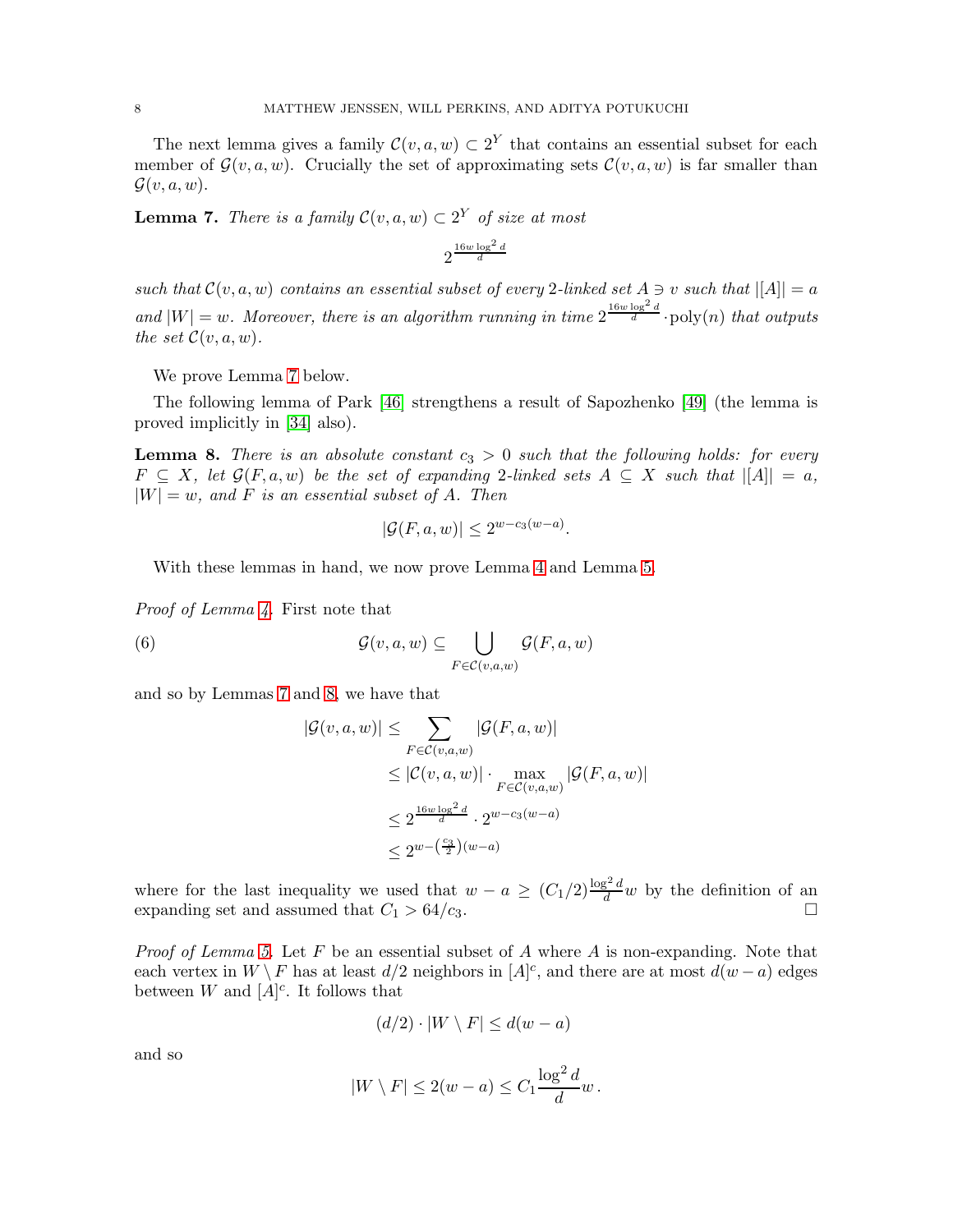The next lemma gives a family $\mathcal{C}(v,a,w) \subset 2^Y$ that contains an essential subset for each member of $\mathcal{G}(v,a,w)$. Crucially the set of approximating sets $\mathcal{C}(v,a,w)$ is far smaller than $\mathcal{G}(v,a,w)$.

**Lemma 7.** *There is a family $\mathcal{C}(v,a,w) \subset 2^Y$ of size at most*

$$2^{\frac{16w\log^2 d}{d}}$$

*such that $\mathcal{C}(v,a,w)$ contains an essential subset of every 2-linked set $A \ni v$ such that $|[A]| = a$ and $|W| = w$. Moreover, there is an algorithm running in time $2^{\frac{16w\log^2 d}{d}} \cdot \text{poly}(n)$ that outputs the set $\mathcal{C}(v,a,w)$.*

We prove Lemma 7 below.

The following lemma of Park [46] strengthens a result of Sapozhenko [49] (the lemma is proved implicitly in [34] also).

**Lemma 8.** *There is an absolute constant $c_3 > 0$ such that the following holds: for every $F \subseteq X$, let $\mathcal{G}(F,a,w)$ be the set of expanding 2-linked sets $A \subseteq X$ such that $|[A]| = a$, $|W| = w$, and $F$ is an essential subset of $A$. Then*

$$|\mathcal{G}(F,a,w)| \le 2^{w - c_3(w-a)}.$$

With these lemmas in hand, we now prove Lemma 4 and Lemma 5.

*Proof of Lemma 4.* First note that

$$\mathcal{G}(v,a,w) \subseteq \bigcup_{F \in \mathcal{C}(v,a,w)} \mathcal{G}(F,a,w) \tag{6}$$

and so by Lemmas 7 and 8, we have that

$$\begin{aligned}
|\mathcal{G}(v,a,w)| &\le \sum_{F \in \mathcal{C}(v,a,w)} |\mathcal{G}(F,a,w)| \\
&\le |\mathcal{C}(v,a,w)| \cdot \max_{F \in \mathcal{C}(v,a,w)} |\mathcal{G}(F,a,w)| \\
&\le 2^{\frac{16w\log^2 d}{d}} \cdot 2^{w - c_3(w-a)} \\
&\le 2^{w - \left(\frac{c_3}{2}\right)(w-a)}
\end{aligned}$$

where for the last inequality we used that $w - a \ge (C_1/2)\frac{\log^2 d}{d} w$ by the definition of an expanding set and assumed that $C_1 > 64/c_3$. $\square$

*Proof of Lemma 5.* Let $F$ be an essential subset of $A$ where $A$ is non-expanding. Note that each vertex in $W \setminus F$ has at least $d/2$ neighbors in $[A]^c$, and there are at most $d(w-a)$ edges between $W$ and $[A]^c$. It follows that

$$(d/2) \cdot |W \setminus F| \le d(w-a)$$

and so

$$|W \setminus F| \le 2(w-a) \le C_1 \frac{\log^2 d}{d} w\,.$$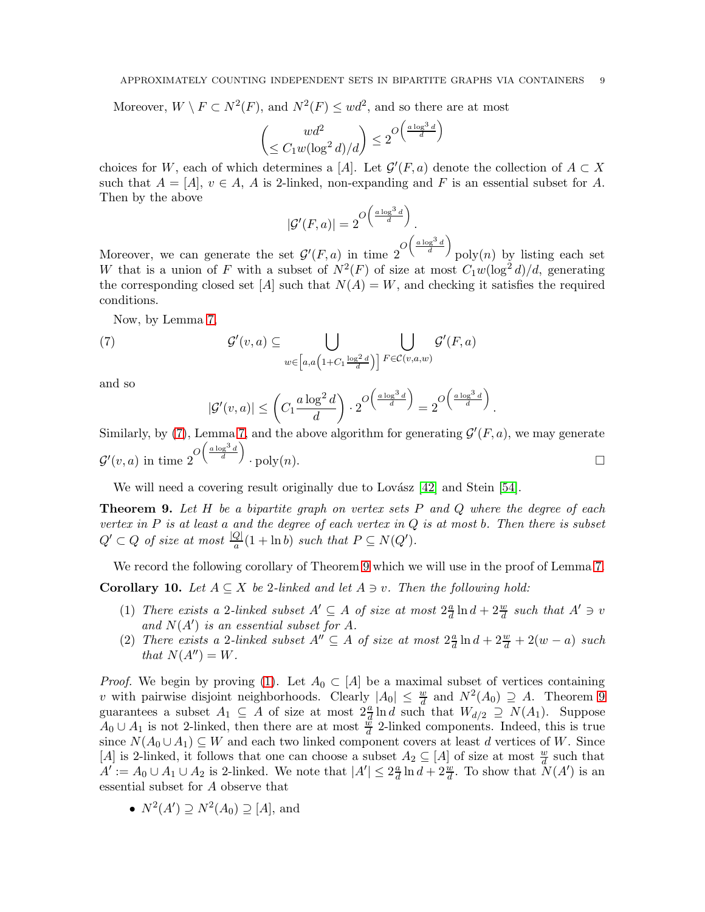Moreover, $W \setminus F \subset N^2(F)$, and $N^2(F) \leq wd^2$, and so there are at most

$$\binom{wd^2}{\leq C_1 w(\log^2 d)/d} \leq 2^{O\left(\frac{a \log^3 d}{d}\right)}$$

choices for $W$, each of which determines a $[A]$. Let $\mathcal{G}'(F, a)$ denote the collection of $A \subset X$ such that $A = [A]$, $v \in A$, $A$ is 2-linked, non-expanding and $F$ is an essential subset for $A$. Then by the above

$$|\mathcal{G}'(F, a)| = 2^{O\left(\frac{a \log^3 d}{d}\right)}.$$

Moreover, we can generate the set $\mathcal{G}'(F, a)$ in time $2^{O\left(\frac{a \log^3 d}{d}\right)} \mathrm{poly}(n)$ by listing each set $W$ that is a union of $F$ with a subset of $N^2(F)$ of size at most $C_1 w(\log^2 d)/d$, generating the corresponding closed set $[A]$ such that $N(A) = W$, and checking it satisfies the required conditions.

Now, by Lemma 7,

$$\mathcal{G}'(v, a) \subseteq \bigcup_{w \in \left[a, a\left(1 + C_1 \frac{\log^2 d}{d}\right)\right]} \bigcup_{F \in \mathcal{C}(v, a, w)} \mathcal{G}'(F, a) \tag{7}$$

and so

$$|\mathcal{G}'(v, a)| \leq \left(C_1 \frac{a \log^2 d}{d}\right) \cdot 2^{O\left(\frac{a \log^3 d}{d}\right)} = 2^{O\left(\frac{a \log^3 d}{d}\right)}.$$

Similarly, by (7), Lemma 7, and the above algorithm for generating $\mathcal{G}'(F, a)$, we may generate $\mathcal{G}'(v, a)$ in time $2^{O\left(\frac{a \log^3 d}{d}\right)} \cdot \mathrm{poly}(n)$. $\square$

We will need a covering result originally due to Lovász [42] and Stein [54].

**Theorem 9.** *Let $H$ be a bipartite graph on vertex sets $P$ and $Q$ where the degree of each vertex in $P$ is at least $a$ and the degree of each vertex in $Q$ is at most $b$. Then there is subset $Q' \subset Q$ of size at most $\frac{|Q|}{a}(1 + \ln b)$ such that $P \subseteq N(Q')$.*

We record the following corollary of Theorem 9 which we will use in the proof of Lemma 7.

**Corollary 10.** *Let $A \subseteq X$ be 2-linked and let $A \ni v$. Then the following hold:*

1. *There exists a 2-linked subset $A' \subseteq A$ of size at most $2\frac{a}{d} \ln d + 2\frac{w}{d}$ such that $A' \ni v$ and $N(A')$ is an essential subset for $A$.*
2. *There exists a 2-linked subset $A'' \subseteq A$ of size at most $2\frac{a}{d} \ln d + 2\frac{w}{d} + 2(w - a)$ such that $N(A'') = W$.*

*Proof.* We begin by proving (1). Let $A_0 \subset [A]$ be a maximal subset of vertices containing $v$ with pairwise disjoint neighborhoods. Clearly $|A_0| \leq \frac{w}{d}$ and $N^2(A_0) \supseteq A$. Theorem 9 guarantees a subset $A_1 \subseteq A$ of size at most $2\frac{a}{d} \ln d$ such that $W_{d/2} \supseteq N(A_1)$. Suppose $A_0 \cup A_1$ is not 2-linked, then there are at most $\frac{w}{d}$ 2-linked components. Indeed, this is true since $N(A_0 \cup A_1) \subseteq W$ and each two linked component covers at least $d$ vertices of $W$. Since $[A]$ is 2-linked, it follows that one can choose a subset $A_2 \subseteq [A]$ of size at most $\frac{w}{d}$ such that $A' := A_0 \cup A_1 \cup A_2$ is 2-linked. We note that $|A'| \leq 2\frac{a}{d} \ln d + 2\frac{w}{d}$. To show that $N(A')$ is an essential subset for $A$ observe that

- $N^2(A') \supseteq N^2(A_0) \supseteq [A]$, and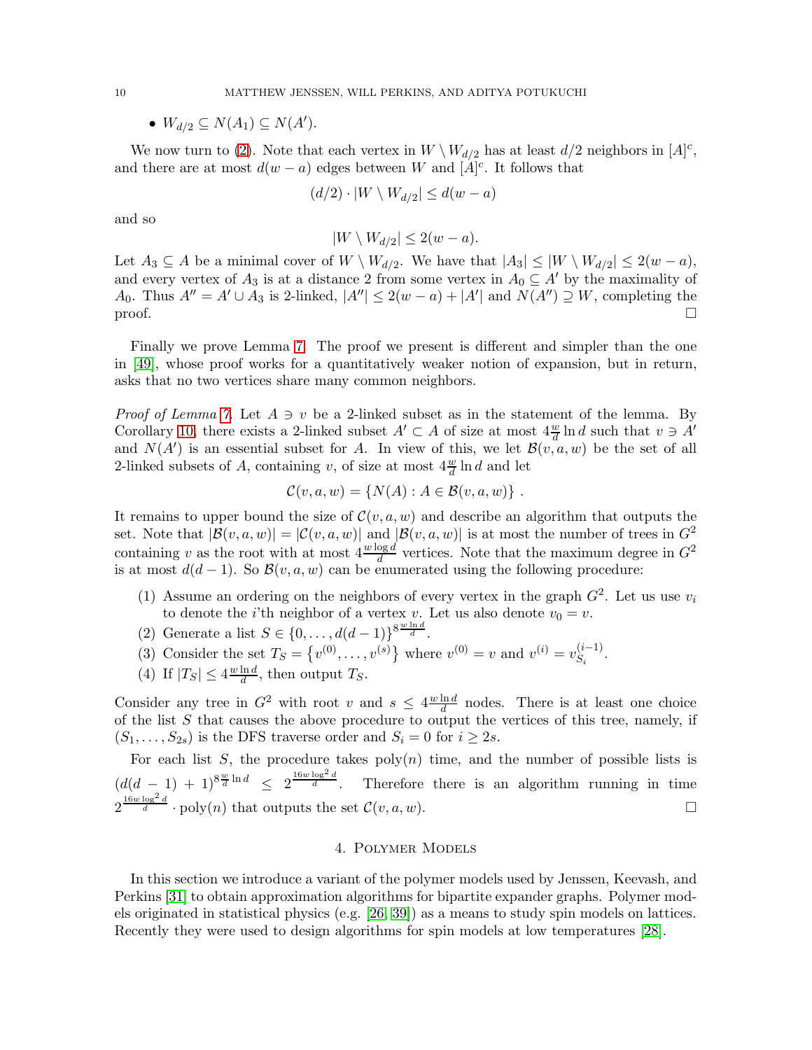- $W_{d/2} \subseteq N(A_1) \subseteq N(A')$.

We now turn to (2). Note that each vertex in $W \setminus W_{d/2}$ has at least $d/2$ neighbors in $[A]^c$, and there are at most $d(w-a)$ edges between $W$ and $[A]^c$. It follows that

$$(d/2) \cdot |W \setminus W_{d/2}| \leq d(w-a)$$

and so

$$|W \setminus W_{d/2}| \leq 2(w-a).$$

Let $A_3 \subseteq A$ be a minimal cover of $W \setminus W_{d/2}$. We have that $|A_3| \leq |W \setminus W_{d/2}| \leq 2(w-a)$, and every vertex of $A_3$ is at a distance 2 from some vertex in $A_0 \subseteq A'$ by the maximality of $A_0$. Thus $A'' = A' \cup A_3$ is 2-linked, $|A''| \leq 2(w-a) + |A'|$ and $N(A'') \supseteq W$, completing the proof. $\square$

Finally we prove Lemma 7. The proof we present is different and simpler than the one in [49], whose proof works for a quantitatively weaker notion of expansion, but in return, asks that no two vertices share many common neighbors.

*Proof of Lemma 7.* Let $A \ni v$ be a 2-linked subset as in the statement of the lemma. By Corollary 10, there exists a 2-linked subset $A' \subset A$ of size at most $4\frac{w}{d}\ln d$ such that $v \ni A'$ and $N(A')$ is an essential subset for $A$. In view of this, we let $\mathcal{B}(v, a, w)$ be the set of all 2-linked subsets of $A$, containing $v$, of size at most $4\frac{w}{d}\ln d$ and let

$$\mathcal{C}(v, a, w) = \{N(A) : A \in \mathcal{B}(v, a, w)\} \ .$$

It remains to upper bound the size of $\mathcal{C}(v, a, w)$ and describe an algorithm that outputs the set. Note that $|\mathcal{B}(v, a, w)| = |\mathcal{C}(v, a, w)|$ and $|\mathcal{B}(v, a, w)|$ is at most the number of trees in $G^2$ containing $v$ as the root with at most $4\frac{w \log d}{d}$ vertices. Note that the maximum degree in $G^2$ is at most $d(d-1)$. So $\mathcal{B}(v, a, w)$ can be enumerated using the following procedure:

(1) Assume an ordering on the neighbors of every vertex in the graph $G^2$. Let us use $v_i$ to denote the $i$'th neighbor of a vertex $v$. Let us also denote $v_0 = v$.
(2) Generate a list $S \in \{0, \ldots, d(d-1)\}^{8\frac{w \ln d}{d}}$.
(3) Consider the set $T_S = \{v^{(0)}, \ldots, v^{(s)}\}$ where $v^{(0)} = v$ and $v^{(i)} = v^{(i-1)}_{S_i}$.
(4) If $|T_S| \leq 4\frac{w \ln d}{d}$, then output $T_S$.

Consider any tree in $G^2$ with root $v$ and $s \leq 4\frac{w \ln d}{d}$ nodes. There is at least one choice of the list $S$ that causes the above procedure to output the vertices of this tree, namely, if $(S_1, \ldots, S_{2s})$ is the DFS traverse order and $S_i = 0$ for $i \geq 2s$.

For each list $S$, the procedure takes $\text{poly}(n)$ time, and the number of possible lists is $(d(d-1)+1)^{8\frac{w}{d}\ln d} \leq 2^{\frac{16 w \log^2 d}{d}}$. Therefore there is an algorithm running in time $2^{\frac{16 w \log^2 d}{d}} \cdot \text{poly}(n)$ that outputs the set $\mathcal{C}(v, a, w)$. $\square$

## 4. Polymer Models

In this section we introduce a variant of the polymer models used by Jenssen, Keevash, and Perkins [31] to obtain approximation algorithms for bipartite expander graphs. Polymer models originated in statistical physics (e.g. [26, 39]) as a means to study spin models on lattices. Recently they were used to design algorithms for spin models at low temperatures [28].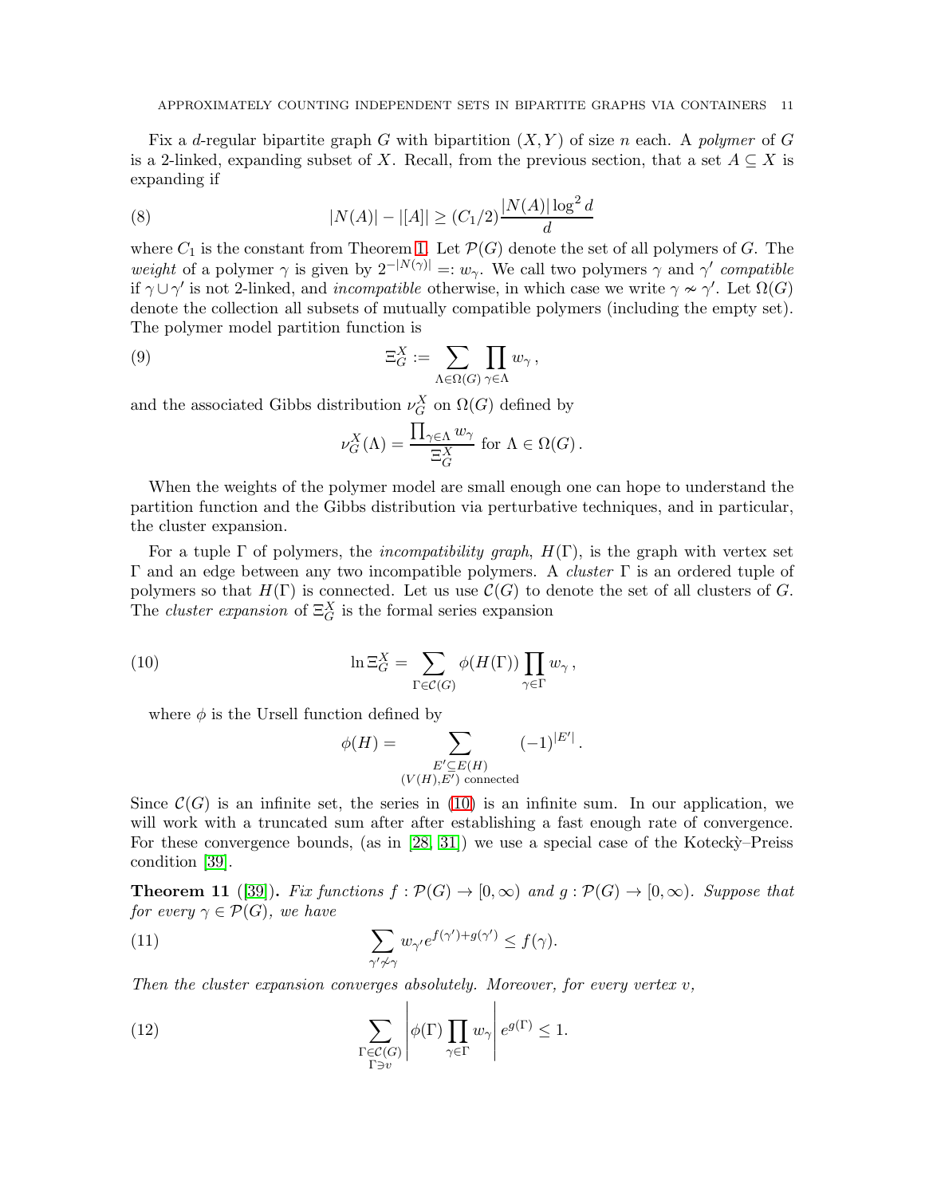Fix a $d$-regular bipartite graph $G$ with bipartition $(X, Y)$ of size $n$ each. A *polymer* of $G$ is a 2-linked, expanding subset of $X$. Recall, from the previous section, that a set $A \subseteq X$ is expanding if

$$|N(A)| - |[A]| \geq (C_1/2)\frac{|N(A)|\log^2 d}{d} \tag{8}$$

where $C_1$ is the constant from Theorem 1. Let $\mathcal{P}(G)$ denote the set of all polymers of $G$. The *weight* of a polymer $\gamma$ is given by $2^{-|N(\gamma)|} =: w_\gamma$. We call two polymers $\gamma$ and $\gamma'$ *compatible* if $\gamma \cup \gamma'$ is not 2-linked, and *incompatible* otherwise, in which case we write $\gamma \nsim \gamma'$. Let $\Omega(G)$ denote the collection all subsets of mutually compatible polymers (including the empty set). The polymer model partition function is

$$\Xi_G^X := \sum_{\Lambda \in \Omega(G)} \prod_{\gamma \in \Lambda} w_\gamma \,, \tag{9}$$

and the associated Gibbs distribution $\nu_G^X$ on $\Omega(G)$ defined by

$$\nu_G^X(\Lambda) = \frac{\prod_{\gamma\in\Lambda} w_\gamma}{\Xi_G^X} \text{ for } \Lambda \in \Omega(G)\,.$$

When the weights of the polymer model are small enough one can hope to understand the partition function and the Gibbs distribution via perturbative techniques, and in particular, the cluster expansion.

For a tuple $\Gamma$ of polymers, the *incompatibility graph*, $H(\Gamma)$, is the graph with vertex set $\Gamma$ and an edge between any two incompatible polymers. A *cluster* $\Gamma$ is an ordered tuple of polymers so that $H(\Gamma)$ is connected. Let us use $\mathcal{C}(G)$ to denote the set of all clusters of $G$. The *cluster expansion* of $\Xi_G^X$ is the formal series expansion

$$\ln \Xi_G^X = \sum_{\Gamma \in \mathcal{C}(G)} \phi(H(\Gamma)) \prod_{\gamma \in \Gamma} w_\gamma \,, \tag{10}$$

where $\phi$ is the Ursell function defined by

$$\phi(H) = \sum_{\substack{E' \subseteq E(H) \\ (V(H), E') \text{ connected}}} (-1)^{|E'|}\,.$$

Since $\mathcal{C}(G)$ is an infinite set, the series in (10) is an infinite sum. In our application, we will work with a truncated sum after after establishing a fast enough rate of convergence. For these convergence bounds, (as in [28, 31]) we use a special case of the Kotecký–Preiss condition [39].

**Theorem 11** ([39]). *Fix functions $f : \mathcal{P}(G) \to [0, \infty)$ and $g : \mathcal{P}(G) \to [0, \infty)$. Suppose that for every $\gamma \in \mathcal{P}(G)$, we have*

$$\sum_{\gamma' \nsim \gamma} w_{\gamma'} e^{f(\gamma') + g(\gamma')} \leq f(\gamma). \tag{11}$$

*Then the cluster expansion converges absolutely. Moreover, for every vertex $v$,*

$$\sum_{\substack{\Gamma \in \mathcal{C}(G) \\ \Gamma \ni v}} \left| \phi(\Gamma) \prod_{\gamma \in \Gamma} w_\gamma \right| e^{g(\Gamma)} \leq 1. \tag{12}$$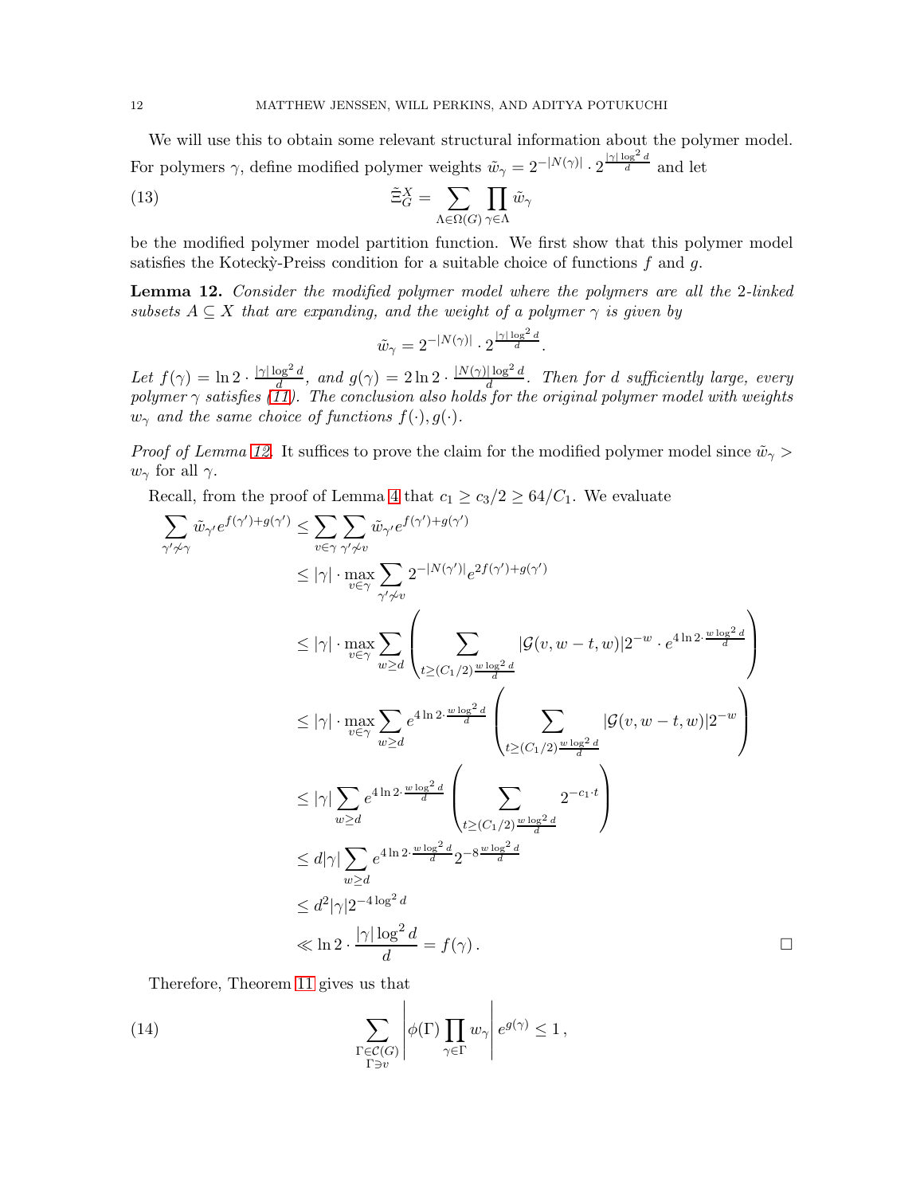We will use this to obtain some relevant structural information about the polymer model. For polymers $\gamma$, define modified polymer weights $\tilde{w}_\gamma = 2^{-|N(\gamma)|} \cdot 2^{\frac{|\gamma|\log^2 d}{d}}$ and let

$$\tilde{\Xi}_G^X = \sum_{\Lambda \in \Omega(G)} \prod_{\gamma \in \Lambda} \tilde{w}_\gamma \tag{13}$$

be the modified polymer model partition function. We first show that this polymer model satisfies the Kotecký-Preiss condition for a suitable choice of functions $f$ and $g$.

**Lemma 12.** *Consider the modified polymer model where the polymers are all the 2-linked subsets $A \subseteq X$ that are expanding, and the weight of a polymer $\gamma$ is given by*

$$\tilde{w}_\gamma = 2^{-|N(\gamma)|} \cdot 2^{\frac{|\gamma|\log^2 d}{d}}.$$

*Let $f(\gamma) = \ln 2 \cdot \frac{|\gamma|\log^2 d}{d}$, and $g(\gamma) = 2\ln 2 \cdot \frac{|N(\gamma)|\log^2 d}{d}$. Then for $d$ sufficiently large, every polymer $\gamma$ satisfies (11). The conclusion also holds for the original polymer model with weights $w_\gamma$ and the same choice of functions $f(\cdot), g(\cdot)$.*

*Proof of Lemma 12.* It suffices to prove the claim for the modified polymer model since $\tilde{w}_\gamma > w_\gamma$ for all $\gamma$.

Recall, from the proof of Lemma 4 that $c_1 \geq c_3/2 \geq 64/C_1$. We evaluate

$$\begin{aligned}
\sum_{\gamma' \not\sim \gamma} \tilde{w}_{\gamma'} e^{f(\gamma')+g(\gamma')} &\leq \sum_{v \in \gamma} \sum_{\gamma' \not\sim v} \tilde{w}_{\gamma'} e^{f(\gamma')+g(\gamma')} \\
&\leq |\gamma| \cdot \max_{v \in \gamma} \sum_{\gamma' \not\sim v} 2^{-|N(\gamma')|} e^{2f(\gamma')+g(\gamma')} \\
&\leq |\gamma| \cdot \max_{v \in \gamma} \sum_{w \geq d} \left( \sum_{t \geq (C_1/2)\frac{w\log^2 d}{d}} |\mathcal{G}(v, w-t, w)| 2^{-w} \cdot e^{4\ln 2 \cdot \frac{w\log^2 d}{d}} \right) \\
&\leq |\gamma| \cdot \max_{v \in \gamma} \sum_{w \geq d} e^{4\ln 2 \cdot \frac{w\log^2 d}{d}} \left( \sum_{t \geq (C_1/2)\frac{w\log^2 d}{d}} |\mathcal{G}(v, w-t, w)| 2^{-w} \right) \\
&\leq |\gamma| \sum_{w \geq d} e^{4\ln 2 \cdot \frac{w\log^2 d}{d}} \left( \sum_{t \geq (C_1/2)\frac{w\log^2 d}{d}} 2^{-c_1 \cdot t} \right) \\
&\leq d|\gamma| \sum_{w \geq d} e^{4\ln 2 \cdot \frac{w\log^2 d}{d}} 2^{-8\frac{w\log^2 d}{d}} \\
&\leq d^2 |\gamma| 2^{-4\log^2 d} \\
&\ll \ln 2 \cdot \frac{|\gamma|\log^2 d}{d} = f(\gamma).
\end{aligned}$$

$\square$

Therefore, Theorem 11 gives us that

$$\sum_{\substack{\Gamma \in \mathcal{C}(G) \\ \Gamma \ni v}} \left| \phi(\Gamma) \prod_{\gamma \in \Gamma} w_\gamma \right| e^{g(\gamma)} \leq 1, \tag{14}$$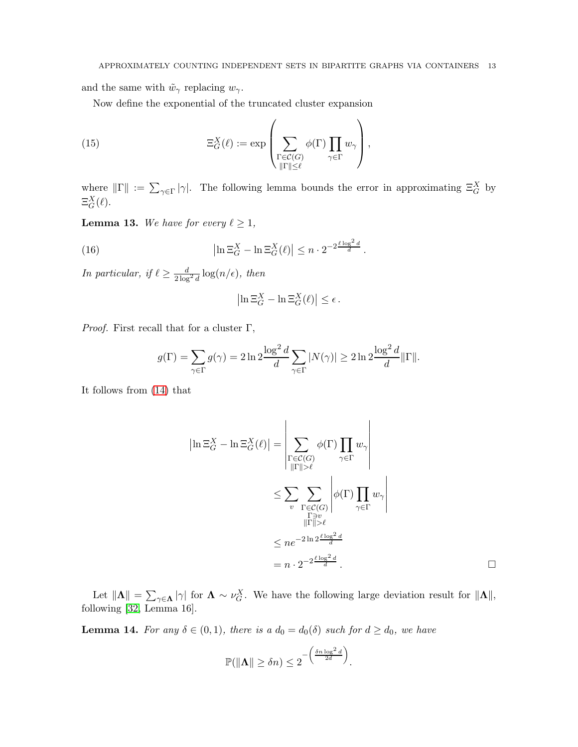and the same with $\tilde{w}_\gamma$ replacing $w_\gamma$.

Now define the exponential of the truncated cluster expansion

$$\Xi_G^X(\ell) := \exp\left( \sum_{\substack{\Gamma \in \mathcal{C}(G) \\ \|\Gamma\| \le \ell}} \phi(\Gamma) \prod_{\gamma \in \Gamma} w_\gamma \right), \tag{15}$$

where $\|\Gamma\| := \sum_{\gamma \in \Gamma} |\gamma|$. The following lemma bounds the error in approximating $\Xi_G^X$ by $\Xi_G^X(\ell)$.

**Lemma 13.** *We have for every $\ell \ge 1$,*

$$\left| \ln \Xi_G^X - \ln \Xi_G^X(\ell) \right| \le n \cdot 2^{-2\frac{\ell \log^2 d}{d}}. \tag{16}$$

*In particular, if $\ell \ge \frac{d}{2\log^2 d} \log(n/\epsilon)$, then*

$$\left| \ln \Xi_G^X - \ln \Xi_G^X(\ell) \right| \le \epsilon .$$

*Proof.* First recall that for a cluster $\Gamma$,

$$g(\Gamma) = \sum_{\gamma \in \Gamma} g(\gamma) = 2\ln 2 \frac{\log^2 d}{d} \sum_{\gamma \in \Gamma} |N(\gamma)| \ge 2 \ln 2 \frac{\log^2 d}{d} \|\Gamma\|.$$

It follows from (14) that

$$\begin{aligned}
\left| \ln \Xi_G^X - \ln \Xi_G^X(\ell) \right| &= \left| \sum_{\substack{\Gamma \in \mathcal{C}(G) \\ \|\Gamma\| > \ell}} \phi(\Gamma) \prod_{\gamma \in \Gamma} w_\gamma \right| \\
&\le \sum_v \sum_{\substack{\Gamma \in \mathcal{C}(G) \\ \Gamma \ni v \\ \|\Gamma\| > \ell}} \left| \phi(\Gamma) \prod_{\gamma \in \Gamma} w_\gamma \right| \\
&\le n e^{-2\ln 2 \frac{\ell \log^2 d}{d}} \\
&= n \cdot 2^{-2\frac{\ell \log^2 d}{d}} .
\end{aligned}$$

$\square$

Let $\|\mathbf{\Lambda}\| = \sum_{\gamma \in \mathbf{\Lambda}} |\gamma|$ for $\mathbf{\Lambda} \sim \nu_G^X$. We have the following large deviation result for $\|\mathbf{\Lambda}\|$, following [32, Lemma 16].

**Lemma 14.** *For any $\delta \in (0,1)$, there is a $d_0 = d_0(\delta)$ such for $d \ge d_0$, we have*

$$\mathbb{P}(\|\mathbf{\Lambda}\| \ge \delta n) \le 2^{-\left(\frac{\delta n \log^2 d}{2d}\right)}.$$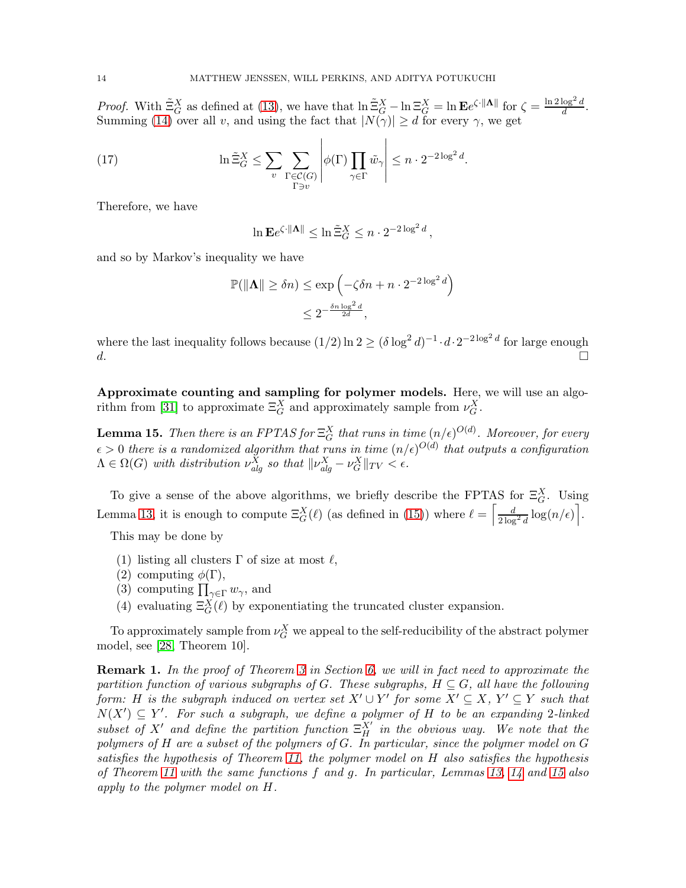*Proof.* With $\tilde{\Xi}_G^X$ as defined at (13), we have that $\ln \tilde{\Xi}_G^X - \ln \Xi_G^X = \ln \mathbf{E} e^{\zeta \cdot \|\mathbf{\Lambda}\|}$ for $\zeta = \frac{\ln 2 \log^2 d}{d}$. Summing (14) over all $v$, and using the fact that $|N(\gamma)| \geq d$ for every $\gamma$, we get

$$\ln \tilde{\Xi}_G^X \leq \sum_v \sum_{\substack{\Gamma \in \mathcal{C}(G) \\ \Gamma \ni v}} \left| \phi(\Gamma) \prod_{\gamma \in \Gamma} \tilde{w}_\gamma \right| \leq n \cdot 2^{-2 \log^2 d}. \tag{17}$$

Therefore, we have

$$\ln \mathbf{E} e^{\zeta \cdot \|\mathbf{\Lambda}\|} \leq \ln \tilde{\Xi}_G^X \leq n \cdot 2^{-2 \log^2 d},$$

and so by Markov's inequality we have

$$\begin{aligned}
\mathbb{P}(\|\mathbf{\Lambda}\| \geq \delta n) &\leq \exp\left(-\zeta \delta n + n \cdot 2^{-2 \log^2 d}\right) \\
&\leq 2^{-\frac{\delta n \log^2 d}{2d}},
\end{aligned}$$

where the last inequality follows because $(1/2) \ln 2 \geq (\delta \log^2 d)^{-1} \cdot d \cdot 2^{-2 \log^2 d}$ for large enough $d$. $\square$

**Approximate counting and sampling for polymer models.** Here, we will use an algorithm from [31] to approximate $\Xi_G^X$ and approximately sample from $\nu_G^X$.

**Lemma 15.** *Then there is an FPTAS for $\Xi_G^X$ that runs in time $(n/\epsilon)^{O(d)}$. Moreover, for every $\epsilon > 0$ there is a randomized algorithm that runs in time $(n/\epsilon)^{O(d)}$ that outputs a configuration $\Lambda \in \Omega(G)$ with distribution $\nu_{alg}^X$ so that $\|\nu_{alg}^X - \nu_G^X\|_{TV} < \epsilon$.*

To give a sense of the above algorithms, we briefly describe the FPTAS for $\Xi_G^X$. Using Lemma 13, it is enough to compute $\Xi_G^X(\ell)$ (as defined in (15)) where $\ell = \left\lceil \frac{d}{2 \log^2 d} \log(n/\epsilon) \right\rceil$.

This may be done by

1. listing all clusters $\Gamma$ of size at most $\ell$,
2. computing $\phi(\Gamma)$,
3. computing $\prod_{\gamma \in \Gamma} w_\gamma$, and
4. evaluating $\Xi_G^X(\ell)$ by exponentiating the truncated cluster expansion.

To approximately sample from $\nu_G^X$ we appeal to the self-reducibility of the abstract polymer model, see [28, Theorem 10].

**Remark 1.** *In the proof of Theorem 3 in Section 6, we will in fact need to approximate the partition function of various subgraphs of $G$. These subgraphs, $H \subseteq G$, all have the following form: $H$ is the subgraph induced on vertex set $X' \cup Y'$ for some $X' \subseteq X$, $Y' \subseteq Y$ such that $N(X') \subseteq Y'$. For such a subgraph, we define a polymer of $H$ to be an expanding 2-linked subset of $X'$ and define the partition function $\Xi_H^{X'}$ in the obvious way. We note that the polymers of $H$ are a subset of the polymers of $G$. In particular, since the polymer model on $G$ satisfies the hypothesis of Theorem 11, the polymer model on $H$ also satisfies the hypothesis of Theorem 11 with the same functions $f$ and $g$. In particular, Lemmas 13, 14 and 15 also apply to the polymer model on $H$.*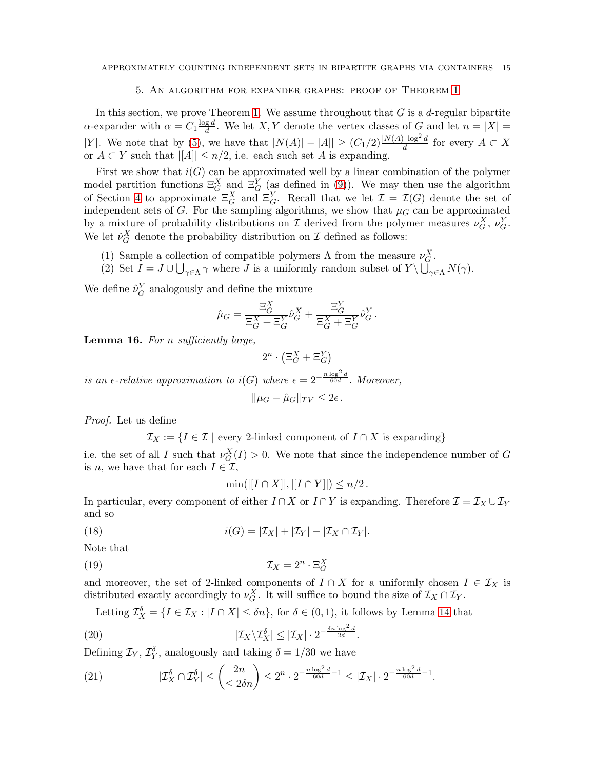## 5. An algorithm for expander graphs: proof of Theorem 1

In this section, we prove Theorem 1. We assume throughout that $G$ is a $d$-regular bipartite $\alpha$-expander with $\alpha = C_1 \frac{\log d}{d}$. We let $X, Y$ denote the vertex classes of $G$ and let $n = |X| = |Y|$. We note that by (5), we have that $|N(A)| - |A|| \geq (C_1/2) \frac{|N(A)| \log^2 d}{d}$ for every $A \subset X$ or $A \subset Y$ such that $|[A]| \leq n/2$, i.e. each such set $A$ is expanding.

First we show that $i(G)$ can be approximated well by a linear combination of the polymer model partition functions $\Xi_G^X$ and $\Xi_G^Y$ (as defined in (9)). We may then use the algorithm of Section 4 to approximate $\Xi_G^X$ and $\Xi_G^Y$. Recall that we let $\mathcal{I} = \mathcal{I}(G)$ denote the set of independent sets of $G$. For the sampling algorithms, we show that $\mu_G$ can be approximated by a mixture of probability distributions on $\mathcal{I}$ derived from the polymer measures $\nu_G^X$, $\nu_G^Y$. We let $\hat{\nu}_G^X$ denote the probability distribution on $\mathcal{I}$ defined as follows:

(1) Sample a collection of compatible polymers $\Lambda$ from the measure $\nu_G^X$.
(2) Set $I = J \cup \bigcup_{\gamma \in \Lambda} \gamma$ where $J$ is a uniformly random subset of $Y \backslash \bigcup_{\gamma \in \Lambda} N(\gamma)$.

We define $\hat{\nu}_G^Y$ analogously and define the mixture

$$\hat{\mu}_G = \frac{\Xi_G^X}{\Xi_G^X + \Xi_G^Y} \hat{\nu}_G^X + \frac{\Xi_G^Y}{\Xi_G^X + \Xi_G^Y} \hat{\nu}_G^Y .$$

**Lemma 16.** *For $n$ sufficiently large,*

$$2^n \cdot \left( \Xi_G^X + \Xi_G^Y \right)$$

*is an $\epsilon$-relative approximation to $i(G)$ where $\epsilon = 2^{-\frac{n \log^2 d}{60d}}$. Moreover,*

$$\|\mu_G - \hat{\mu}_G\|_{TV} \leq 2\epsilon .$$

*Proof.* Let us define

$$\mathcal{I}_X := \{ I \in \mathcal{I} \mid \text{every 2-linked component of } I \cap X \text{ is expanding} \}$$

i.e. the set of all $I$ such that $\nu_G^X(I) > 0$. We note that since the independence number of $G$ is $n$, we have that for each $I \in \mathcal{I}$,

$$\min(|[I \cap X]|, |[I \cap Y]|) \leq n/2 .$$

In particular, every component of either $I \cap X$ or $I \cap Y$ is expanding. Therefore $\mathcal{I} = \mathcal{I}_X \cup \mathcal{I}_Y$ and so

$$i(G) = |\mathcal{I}_X| + |\mathcal{I}_Y| - |\mathcal{I}_X \cap \mathcal{I}_Y|. \tag{18}$$

Note that

$$\mathcal{I}_X = 2^n \cdot \Xi_G^X \tag{19}$$

and moreover, the set of 2-linked components of $I \cap X$ for a uniformly chosen $I \in \mathcal{I}_X$ is distributed exactly accordingly to $\nu_G^X$. It will suffice to bound the size of $\mathcal{I}_X \cap \mathcal{I}_Y$.

Letting $\mathcal{I}_X^\delta = \{ I \in \mathcal{I}_X : |I \cap X| \leq \delta n \}$, for $\delta \in (0,1)$, it follows by Lemma 14 that

$$|\mathcal{I}_X \backslash \mathcal{I}_X^\delta| \leq |\mathcal{I}_X| \cdot 2^{-\frac{\delta n \log^2 d}{2d}}. \tag{20}$$

Defining $\mathcal{I}_Y$, $\mathcal{I}_Y^\delta$, analogously and taking $\delta = 1/30$ we have

$$|\mathcal{I}_X^\delta \cap \mathcal{I}_Y^\delta| \leq \binom{2n}{\leq 2\delta n} \leq 2^n \cdot 2^{-\frac{n \log^2 d}{60d} - 1} \leq |\mathcal{I}_X| \cdot 2^{-\frac{n \log^2 d}{60d} - 1}. \tag{21}$$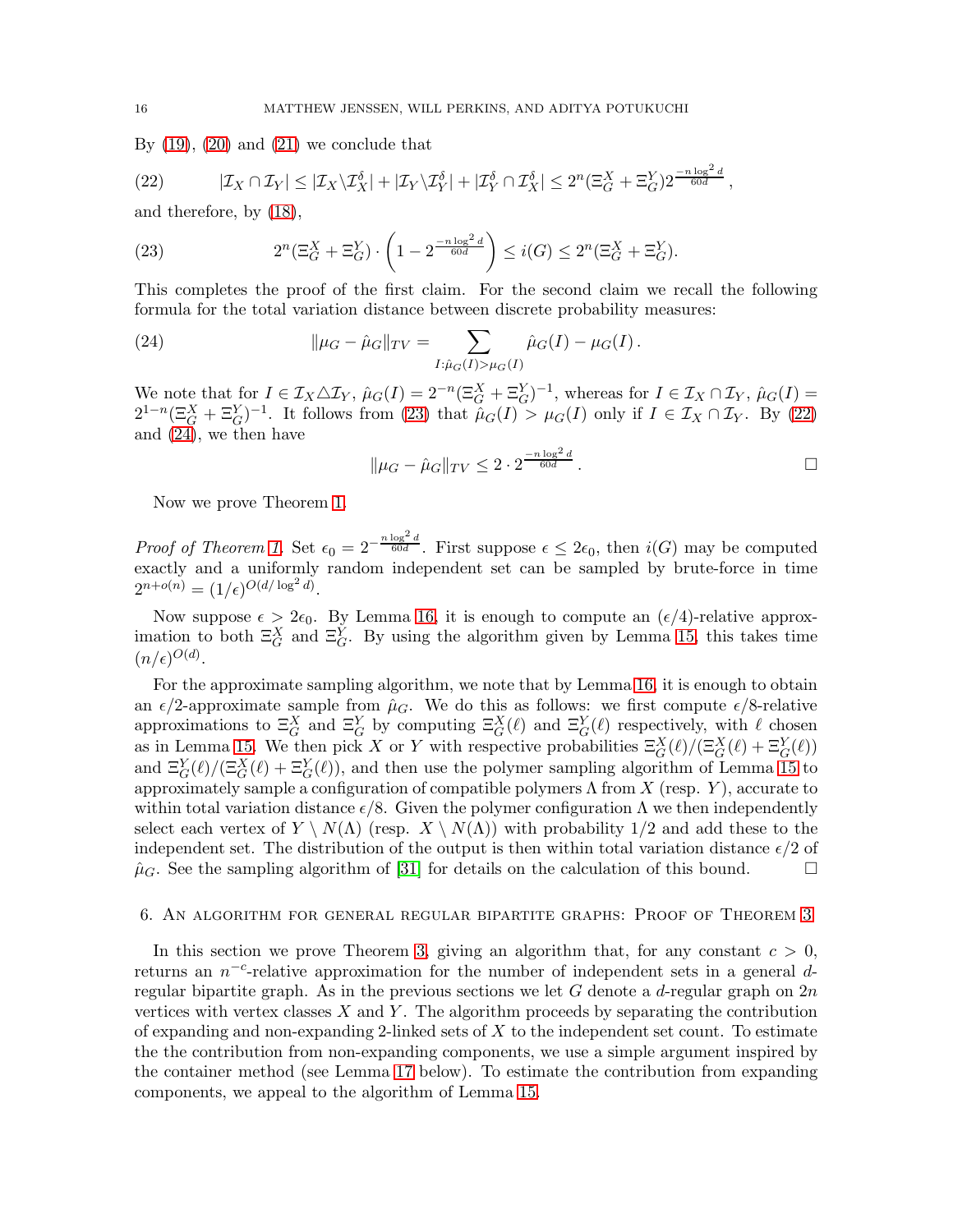By (19), (20) and (21) we conclude that

$$|\mathcal{I}_X \cap \mathcal{I}_Y| \le |\mathcal{I}_X \backslash \mathcal{I}_X^\delta| + |\mathcal{I}_Y \backslash \mathcal{I}_Y^\delta| + |\mathcal{I}_Y^\delta \cap \mathcal{I}_X^\delta| \le 2^n (\Xi_G^X + \Xi_G^Y) 2^{\frac{-n \log^2 d}{60d}}, \tag{22}$$

and therefore, by (18),

$$2^n(\Xi_G^X + \Xi_G^Y) \cdot \left(1 - 2^{\frac{-n\log^2 d}{60d}}\right) \le i(G) \le 2^n(\Xi_G^X + \Xi_G^Y). \tag{23}$$

This completes the proof of the first claim. For the second claim we recall the following formula for the total variation distance between discrete probability measures:

$$\|\mu_G - \hat{\mu}_G\|_{TV} = \sum_{I : \hat{\mu}_G(I) > \mu_G(I)} \hat{\mu}_G(I) - \mu_G(I). \tag{24}$$

We note that for $I \in \mathcal{I}_X \triangle \mathcal{I}_Y$, $\hat{\mu}_G(I) = 2^{-n}(\Xi_G^X + \Xi_G^Y)^{-1}$, whereas for $I \in \mathcal{I}_X \cap \mathcal{I}_Y$, $\hat{\mu}_G(I) = 2^{1-n}(\Xi_G^X + \Xi_G^Y)^{-1}$. It follows from (23) that $\hat{\mu}_G(I) > \mu_G(I)$ only if $I \in \mathcal{I}_X \cap \mathcal{I}_Y$. By (22) and (24), we then have

$$\|\mu_G - \hat{\mu}_G\|_{TV} \le 2 \cdot 2^{\frac{-n\log^2 d}{60d}}. \qquad \square$$

Now we prove Theorem 1.

*Proof of Theorem 1.* Set $\epsilon_0 = 2^{-\frac{n\log^2 d}{60d}}$. First suppose $\epsilon \le 2\epsilon_0$, then $i(G)$ may be computed exactly and a uniformly random independent set can be sampled by brute-force in time $2^{n+o(n)} = (1/\epsilon)^{O(d/\log^2 d)}$.

Now suppose $\epsilon > 2\epsilon_0$. By Lemma 16, it is enough to compute an $(\epsilon/4)$-relative approximation to both $\Xi_G^X$ and $\Xi_G^Y$. By using the algorithm given by Lemma 15, this takes time $(n/\epsilon)^{O(d)}$.

For the approximate sampling algorithm, we note that by Lemma 16, it is enough to obtain an $\epsilon/2$-approximate sample from $\hat{\mu}_G$. We do this as follows: we first compute $\epsilon/8$-relative approximations to $\Xi_G^X$ and $\Xi_G^Y$ by computing $\Xi_G^X(\ell)$ and $\Xi_G^Y(\ell)$ respectively, with $\ell$ chosen as in Lemma 15. We then pick $X$ or $Y$ with respective probabilities $\Xi_G^X(\ell)/(\Xi_G^X(\ell) + \Xi_G^Y(\ell))$ and $\Xi_G^Y(\ell)/(\Xi_G^X(\ell) + \Xi_G^Y(\ell))$, and then use the polymer sampling algorithm of Lemma 15 to approximately sample a configuration of compatible polymers $\Lambda$ from $X$ (resp. $Y$), accurate to within total variation distance $\epsilon/8$. Given the polymer configuration $\Lambda$ we then independently select each vertex of $Y \setminus N(\Lambda)$ (resp. $X \setminus N(\Lambda)$) with probability $1/2$ and add these to the independent set. The distribution of the output is then within total variation distance $\epsilon/2$ of $\hat{\mu}_G$. See the sampling algorithm of [31] for details on the calculation of this bound. $\square$

## 6. An algorithm for general regular bipartite graphs: Proof of Theorem 3

In this section we prove Theorem 3, giving an algorithm that, for any constant $c > 0$, returns an $n^{-c}$-relative approximation for the number of independent sets in a general $d$-regular bipartite graph. As in the previous sections we let $G$ denote a $d$-regular graph on $2n$ vertices with vertex classes $X$ and $Y$. The algorithm proceeds by separating the contribution of expanding and non-expanding 2-linked sets of $X$ to the independent set count. To estimate the the contribution from non-expanding components, we use a simple argument inspired by the container method (see Lemma 17 below). To estimate the contribution from expanding components, we appeal to the algorithm of Lemma 15.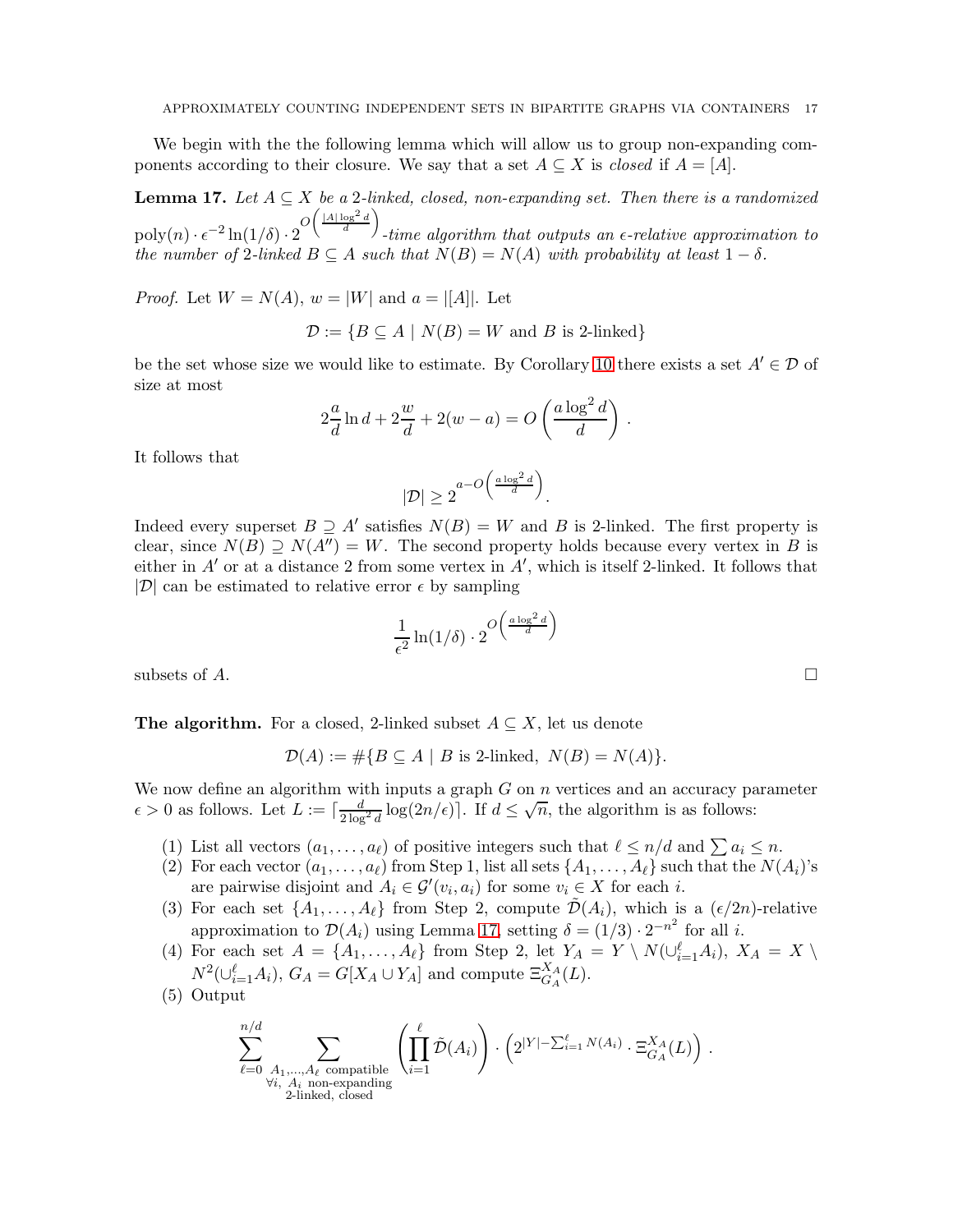We begin with the the following lemma which will allow us to group non-expanding components according to their closure. We say that a set $A \subseteq X$ is *closed* if $A = [A]$.

**Lemma 17.** *Let $A \subseteq X$ be a 2-linked, closed, non-expanding set. Then there is a randomized $\text{poly}(n) \cdot \epsilon^{-2} \ln(1/\delta) \cdot 2^{O\left(\frac{|A| \log^2 d}{d}\right)}$-time algorithm that outputs an $\epsilon$-relative approximation to the number of 2-linked $B \subseteq A$ such that $N(B) = N(A)$ with probability at least $1 - \delta$.*

*Proof.* Let $W = N(A)$, $w = |W|$ and $a = |[A]|$. Let

$$\mathcal{D} := \{B \subseteq A \mid N(B) = W \text{ and } B \text{ is 2-linked}\}$$

be the set whose size we would like to estimate. By Corollary 10 there exists a set $A' \in \mathcal{D}$ of size at most

$$2\frac{a}{d}\ln d + 2\frac{w}{d} + 2(w - a) = O\left(\frac{a \log^2 d}{d}\right).$$

It follows that

$$|\mathcal{D}| \geq 2^{a - O\left(\frac{a \log^2 d}{d}\right)}.$$

Indeed every superset $B \supseteq A'$ satisfies $N(B) = W$ and $B$ is 2-linked. The first property is clear, since $N(B) \supseteq N(A'') = W$. The second property holds because every vertex in $B$ is either in $A'$ or at a distance 2 from some vertex in $A'$, which is itself 2-linked. It follows that $|\mathcal{D}|$ can be estimated to relative error $\epsilon$ by sampling

$$\frac{1}{\epsilon^2}\ln(1/\delta) \cdot 2^{O\left(\frac{a \log^2 d}{d}\right)}$$

subsets of $A$. $\square$

**The algorithm.** For a closed, 2-linked subset $A \subseteq X$, let us denote

$$\mathcal{D}(A) := \#\{B \subseteq A \mid B \text{ is 2-linked, } N(B) = N(A)\}.$$

We now define an algorithm with inputs a graph $G$ on $n$ vertices and an accuracy parameter $\epsilon > 0$ as follows. Let $L := \lceil \frac{d}{2\log^2 d} \log(2n/\epsilon) \rceil$. If $d \leq \sqrt{n}$, the algorithm is as follows:

(1) List all vectors $(a_1, \ldots, a_\ell)$ of positive integers such that $\ell \leq n/d$ and $\sum a_i \leq n$.
(2) For each vector $(a_1, \ldots, a_\ell)$ from Step 1, list all sets $\{A_1, \ldots, A_\ell\}$ such that the $N(A_i)$'s are pairwise disjoint and $A_i \in \mathcal{G}'(v_i, a_i)$ for some $v_i \in X$ for each $i$.
(3) For each set $\{A_1, \ldots, A_\ell\}$ from Step 2, compute $\tilde{\mathcal{D}}(A_i)$, which is a $(\epsilon/2n)$-relative approximation to $\mathcal{D}(A_i)$ using Lemma 17, setting $\delta = (1/3) \cdot 2^{-n^2}$ for all $i$.
(4) For each set $A = \{A_1, \ldots, A_\ell\}$ from Step 2, let $Y_A = Y \setminus N(\cup_{i=1}^{\ell} A_i)$, $X_A = X \setminus N^2(\cup_{i=1}^{\ell} A_i)$, $G_A = G[X_A \cup Y_A]$ and compute $\Xi_{G_A}^{X_A}(L)$.
(5) Output

$$\sum_{\ell=0}^{n/d} \sum_{\substack{A_1, \ldots, A_\ell \text{ compatible} \\ \forall i,\ A_i \text{ non-expanding} \\ \text{2-linked, closed}}} \left(\prod_{i=1}^{\ell} \tilde{\mathcal{D}}(A_i)\right) \cdot \left(2^{|Y| - \sum_{i=1}^{\ell} N(A_i)} \cdot \Xi_{G_A}^{X_A}(L)\right).$$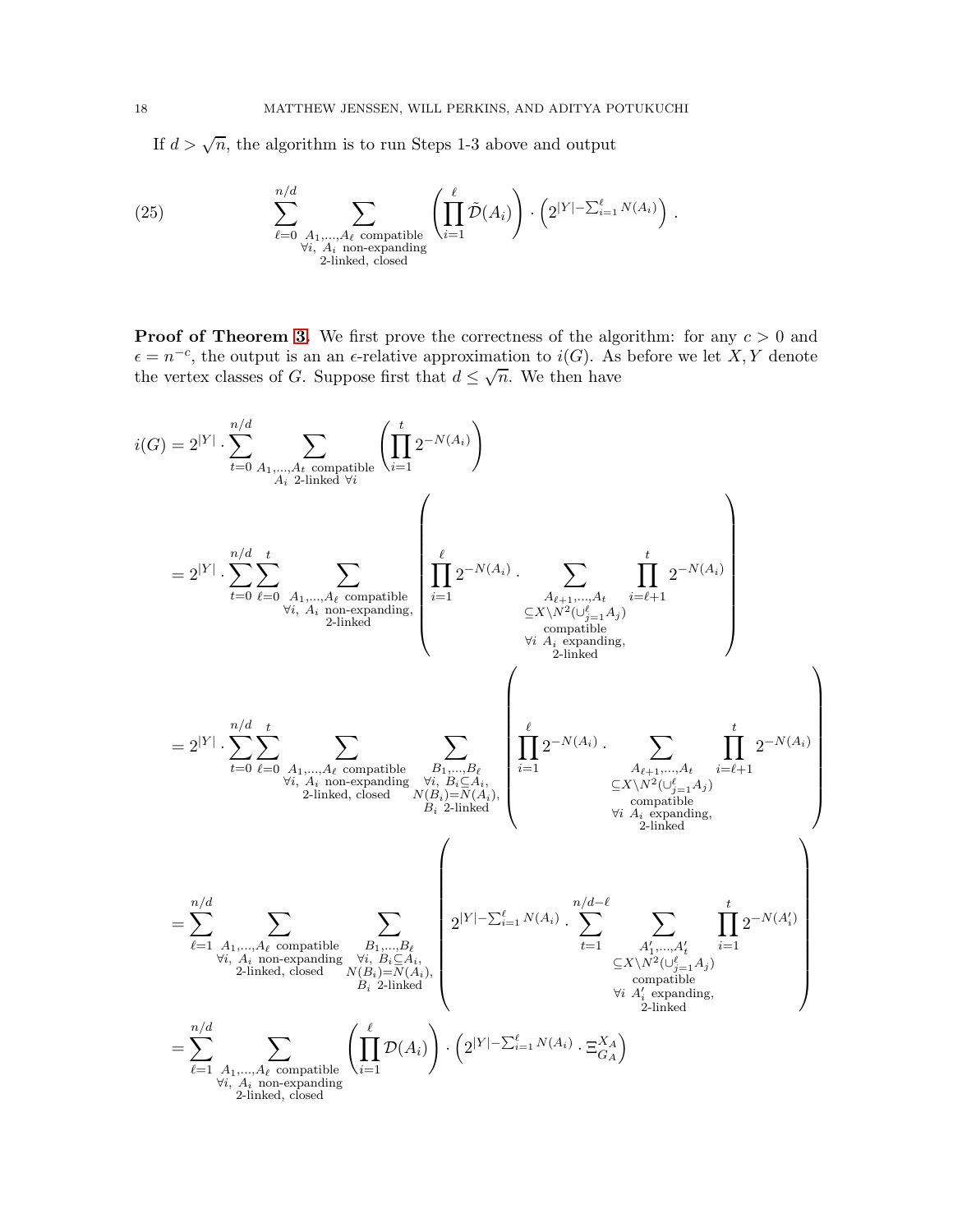If $d > \sqrt{n}$, the algorithm is to run Steps 1-3 above and output

$$
\sum_{\ell=0}^{n/d} \sum_{\substack{A_1,\dots,A_\ell \text{ compatible} \\ \forall i,\ A_i \text{ non-expanding} \\ \text{2-linked, closed}}} \left( \prod_{i=1}^{\ell} \tilde{\mathcal{D}}(A_i) \right) \cdot \left( 2^{|Y| - \sum_{i=1}^{\ell} N(A_i)} \right). \tag{25}
$$

**Proof of Theorem 3.** We first prove the correctness of the algorithm: for any $c > 0$ and $\epsilon = n^{-c}$, the output is an an $\epsilon$-relative approximation to $i(G)$. As before we let $X, Y$ denote the vertex classes of $G$. Suppose first that $d \leq \sqrt{n}$. We then have

$$
\begin{aligned}
i(G) &= 2^{|Y|} \cdot \sum_{t=0}^{n/d} \sum_{\substack{A_1,\dots,A_t \text{ compatible} \\ A_i \text{ 2-linked } \forall i}} \left( \prod_{i=1}^{t} 2^{-N(A_i)} \right) \\
&= 2^{|Y|} \cdot \sum_{t=0}^{n/d} \sum_{\ell=0}^{t} \sum_{\substack{A_1,\dots,A_\ell \text{ compatible} \\ \forall i,\ A_i \text{ non-expanding,} \\ \text{2-linked}}} \left( \prod_{i=1}^{\ell} 2^{-N(A_i)} \cdot \sum_{\substack{A_{\ell+1},\dots,A_t \\ \subseteq X \setminus N^2(\cup_{j=1}^{\ell} A_j) \\ \text{compatible} \\ \forall i\ A_i \text{ expanding,} \\ \text{2-linked}}} \prod_{i=\ell+1}^{t} 2^{-N(A_i)} \right) \\
&= 2^{|Y|} \cdot \sum_{t=0}^{n/d} \sum_{\ell=0}^{t} \sum_{\substack{A_1,\dots,A_\ell \text{ compatible} \\ \forall i,\ A_i \text{ non-expanding} \\ \text{2-linked, closed}}} \sum_{\substack{B_1,\dots,B_\ell \\ \forall i,\ B_i \subseteq A_i, \\ N(B_i)=N(A_i), \\ B_i \text{ 2-linked}}} \left( \prod_{i=1}^{\ell} 2^{-N(A_i)} \cdot \sum_{\substack{A_{\ell+1},\dots,A_t \\ \subseteq X \setminus N^2(\cup_{j=1}^{\ell} A_j) \\ \text{compatible} \\ \forall i\ A_i \text{ expanding,} \\ \text{2-linked}}} \prod_{i=\ell+1}^{t} 2^{-N(A_i)} \right) \\
&= \sum_{\ell=1}^{n/d} \sum_{\substack{A_1,\dots,A_\ell \text{ compatible} \\ \forall i,\ A_i \text{ non-expanding} \\ \text{2-linked, closed}}} \sum_{\substack{B_1,\dots,B_\ell \\ \forall i,\ B_i \subseteq A_i, \\ N(B_i)=N(A_i), \\ B_i \text{ 2-linked}}} \left( 2^{|Y| - \sum_{i=1}^{\ell} N(A_i)} \cdot \sum_{t=1}^{n/d-\ell} \sum_{\substack{A'_1,\dots,A'_t \\ \subseteq X \setminus N^2(\cup_{j=1}^{\ell} A_j) \\ \text{compatible} \\ \forall i\ A'_i \text{ expanding,} \\ \text{2-linked}}} \prod_{i=1}^{t} 2^{-N(A'_i)} \right) \\
&= \sum_{\ell=1}^{n/d} \sum_{\substack{A_1,\dots,A_\ell \text{ compatible} \\ \forall i,\ A_i \text{ non-expanding} \\ \text{2-linked, closed}}} \left( \prod_{i=1}^{\ell} \mathcal{D}(A_i) \right) \cdot \left( 2^{|Y| - \sum_{i=1}^{\ell} N(A_i)} \cdot \Xi_{G_A}^{X_A} \right)
\end{aligned}
$$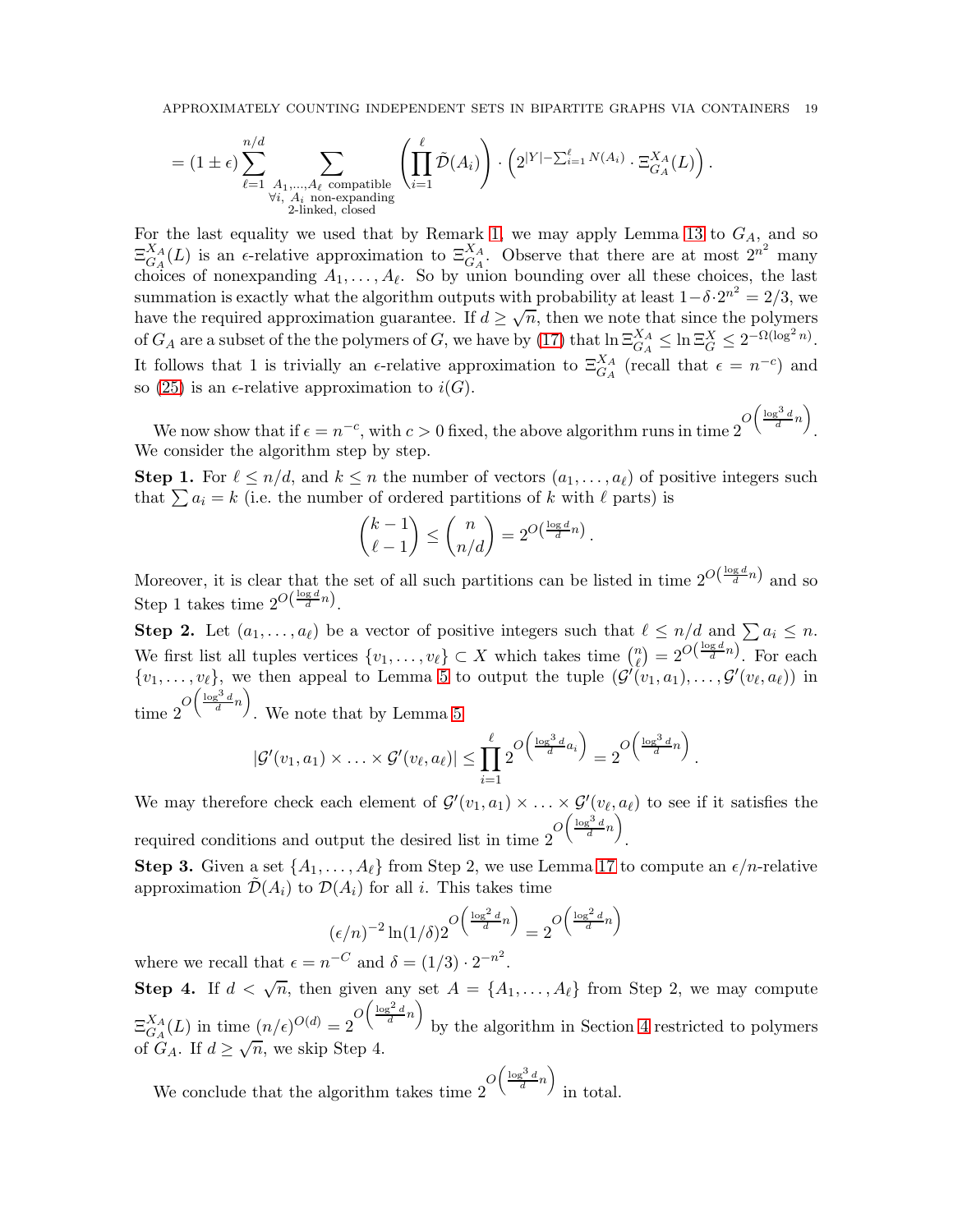$$= (1 \pm \epsilon) \sum_{\ell=1}^{n/d} \sum_{\substack{A_1,\dots,A_\ell \text{ compatible} \\ \forall i,\ A_i \text{ non-expanding} \\ \text{2-linked, closed}}} \left( \prod_{i=1}^{\ell} \tilde{\mathcal{D}}(A_i) \right) \cdot \left( 2^{|Y| - \sum_{i=1}^{\ell} N(A_i)} \cdot \Xi_{G_A}^{X_A}(L) \right).$$

For the last equality we used that by Remark 1, we may apply Lemma 13 to $G_A$, and so $\Xi_{G_A}^{X_A}(L)$ is an $\epsilon$-relative approximation to $\Xi_{G_A}^{X_A}$. Observe that there are at most $2^{n^2}$ many choices of nonexpanding $A_1, \dots, A_\ell$. So by union bounding over all these choices, the last summation is exactly what the algorithm outputs with probability at least $1 - \delta \cdot 2^{n^2} = 2/3$, we have the required approximation guarantee. If $d \geq \sqrt{n}$, then we note that since the polymers of $G_A$ are a subset of the the polymers of $G$, we have by (17) that $\ln \Xi_{G_A}^{X_A} \leq \ln \Xi_G^X \leq 2^{-\Omega(\log^2 n)}$. It follows that 1 is trivially an $\epsilon$-relative approximation to $\Xi_{G_A}^{X_A}$ (recall that $\epsilon = n^{-c}$) and so (25) is an $\epsilon$-relative approximation to $i(G)$.

We now show that if $\epsilon = n^{-c}$, with $c > 0$ fixed, the above algorithm runs in time $2^{O\left(\frac{\log^3 d}{d} n\right)}$. We consider the algorithm step by step.

**Step 1.** For $\ell \leq n/d$, and $k \leq n$ the number of vectors $(a_1, \dots, a_\ell)$ of positive integers such that $\sum a_i = k$ (i.e. the number of ordered partitions of $k$ with $\ell$ parts) is

$$\binom{k-1}{\ell-1} \leq \binom{n}{n/d} = 2^{O\left(\frac{\log d}{d} n\right)}.$$

Moreover, it is clear that the set of all such partitions can be listed in time $2^{O\left(\frac{\log d}{d} n\right)}$ and so Step 1 takes time $2^{O\left(\frac{\log d}{d} n\right)}$.

**Step 2.** Let $(a_1, \dots, a_\ell)$ be a vector of positive integers such that $\ell \leq n/d$ and $\sum a_i \leq n$. We first list all tuples vertices $\{v_1, \dots, v_\ell\} \subset X$ which takes time $\binom{n}{\ell} = 2^{O\left(\frac{\log d}{d} n\right)}$. For each $\{v_1, \dots, v_\ell\}$, we then appeal to Lemma 5 to output the tuple $(\mathcal{G}'(v_1, a_1), \dots, \mathcal{G}'(v_\ell, a_\ell))$ in time $2^{O\left(\frac{\log^3 d}{d} n\right)}$. We note that by Lemma 5

$$|\mathcal{G}'(v_1, a_1) \times \dots \times \mathcal{G}'(v_\ell, a_\ell)| \leq \prod_{i=1}^{\ell} 2^{O\left(\frac{\log^3 d}{d} a_i\right)} = 2^{O\left(\frac{\log^3 d}{d} n\right)}.$$

We may therefore check each element of $\mathcal{G}'(v_1, a_1) \times \dots \times \mathcal{G}'(v_\ell, a_\ell)$ to see if it satisfies the required conditions and output the desired list in time $2^{O\left(\frac{\log^3 d}{d} n\right)}$.

**Step 3.** Given a set $\{A_1, \dots, A_\ell\}$ from Step 2, we use Lemma 17 to compute an $\epsilon/n$-relative approximation $\tilde{\mathcal{D}}(A_i)$ to $\mathcal{D}(A_i)$ for all $i$. This takes time

$$(\epsilon/n)^{-2} \ln(1/\delta) 2^{O\left(\frac{\log^2 d}{d} n\right)} = 2^{O\left(\frac{\log^2 d}{d} n\right)}$$

where we recall that $\epsilon = n^{-C}$ and $\delta = (1/3) \cdot 2^{-n^2}$.

**Step 4.** If $d < \sqrt{n}$, then given any set $A = \{A_1, \dots, A_\ell\}$ from Step 2, we may compute $\Xi_{G_A}^{X_A}(L)$ in time $(n/\epsilon)^{O(d)} = 2^{O\left(\frac{\log^2 d}{d} n\right)}$ by the algorithm in Section 4 restricted to polymers of $G_A$. If $d \geq \sqrt{n}$, we skip Step 4.

We conclude that the algorithm takes time $2^{O\left(\frac{\log^3 d}{d} n\right)}$ in total.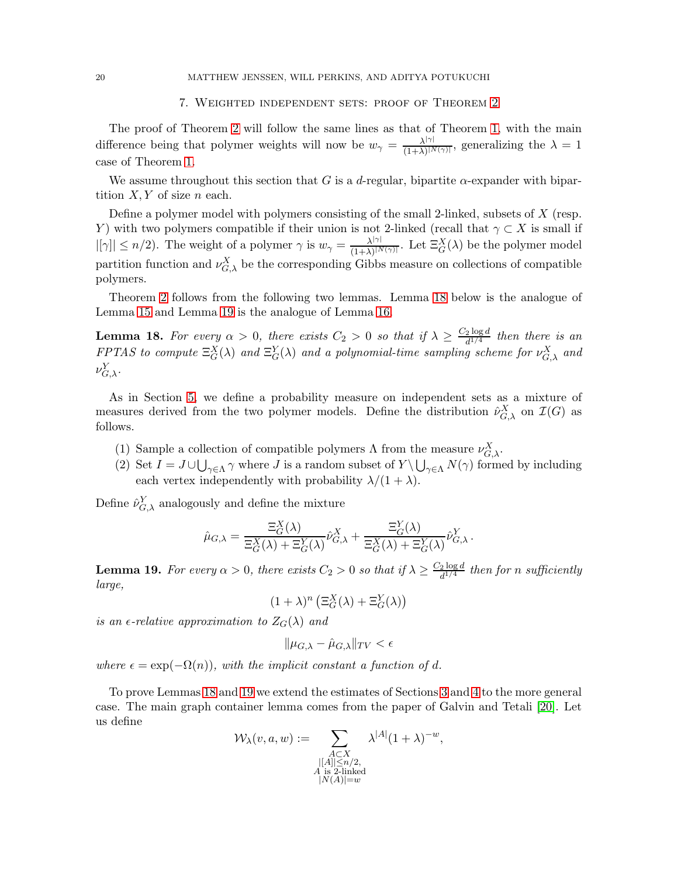## 7. Weighted independent sets: proof of Theorem 2

The proof of Theorem 2 will follow the same lines as that of Theorem 1, with the main difference being that polymer weights will now be $w_\gamma = \frac{\lambda^{|\gamma|}}{(1+\lambda)^{|N(\gamma)|}}$, generalizing the $\lambda = 1$ case of Theorem 1.

We assume throughout this section that $G$ is a $d$-regular, bipartite $\alpha$-expander with bipartition $X, Y$ of size $n$ each.

Define a polymer model with polymers consisting of the small 2-linked, subsets of $X$ (resp. $Y$) with two polymers compatible if their union is not 2-linked (recall that $\gamma \subset X$ is small if $|[\gamma]| \leq n/2$). The weight of a polymer $\gamma$ is $w_\gamma = \frac{\lambda^{|\gamma|}}{(1+\lambda)^{|N(\gamma)|}}$. Let $\Xi_G^X(\lambda)$ be the polymer model partition function and $\nu_{G,\lambda}^X$ be the corresponding Gibbs measure on collections of compatible polymers.

Theorem 2 follows from the following two lemmas. Lemma 18 below is the analogue of Lemma 15 and Lemma 19 is the analogue of Lemma 16.

**Lemma 18.** *For every $\alpha > 0$, there exists $C_2 > 0$ so that if $\lambda \geq \frac{C_2 \log d}{d^{1/4}}$ then there is an FPTAS to compute $\Xi_G^X(\lambda)$ and $\Xi_G^Y(\lambda)$ and a polynomial-time sampling scheme for $\nu_{G,\lambda}^X$ and $\nu_{G,\lambda}^Y$.*

As in Section 5, we define a probability measure on independent sets as a mixture of measures derived from the two polymer models. Define the distribution $\hat{\nu}_{G,\lambda}^X$ on $\mathcal{I}(G)$ as follows.

1. Sample a collection of compatible polymers $\Lambda$ from the measure $\nu_{G,\lambda}^X$.
2. Set $I = J \cup \bigcup_{\gamma \in \Lambda} \gamma$ where $J$ is a random subset of $Y \setminus \bigcup_{\gamma \in \Lambda} N(\gamma)$ formed by including each vertex independently with probability $\lambda/(1+\lambda)$.

Define $\hat{\nu}_{G,\lambda}^Y$ analogously and define the mixture

$$\hat{\mu}_{G,\lambda} = \frac{\Xi_G^X(\lambda)}{\Xi_G^X(\lambda) + \Xi_G^Y(\lambda)} \hat{\nu}_{G,\lambda}^X + \frac{\Xi_G^Y(\lambda)}{\Xi_G^X(\lambda) + \Xi_G^Y(\lambda)} \hat{\nu}_{G,\lambda}^Y .$$

**Lemma 19.** *For every $\alpha > 0$, there exists $C_2 > 0$ so that if $\lambda \geq \frac{C_2 \log d}{d^{1/4}}$ then for $n$ sufficiently large,*

$$(1+\lambda)^n \left( \Xi_G^X(\lambda) + \Xi_G^Y(\lambda) \right)$$

*is an $\epsilon$-relative approximation to $Z_G(\lambda)$ and*

$$\| \mu_{G,\lambda} - \hat{\mu}_{G,\lambda} \|_{TV} < \epsilon$$

*where $\epsilon = \exp(-\Omega(n))$, with the implicit constant a function of $d$.*

To prove Lemmas 18 and 19 we extend the estimates of Sections 3 and 4 to the more general case. The main graph container lemma comes from the paper of Galvin and Tetali [20]. Let us define

$$\mathcal{W}_\lambda(v, a, w) := \sum_{\substack{A \subset X \\ |[A]| \leq n/2, \\ A \text{ is 2-linked} \\ |N(A)| = w}} \lambda^{|A|} (1+\lambda)^{-w},$$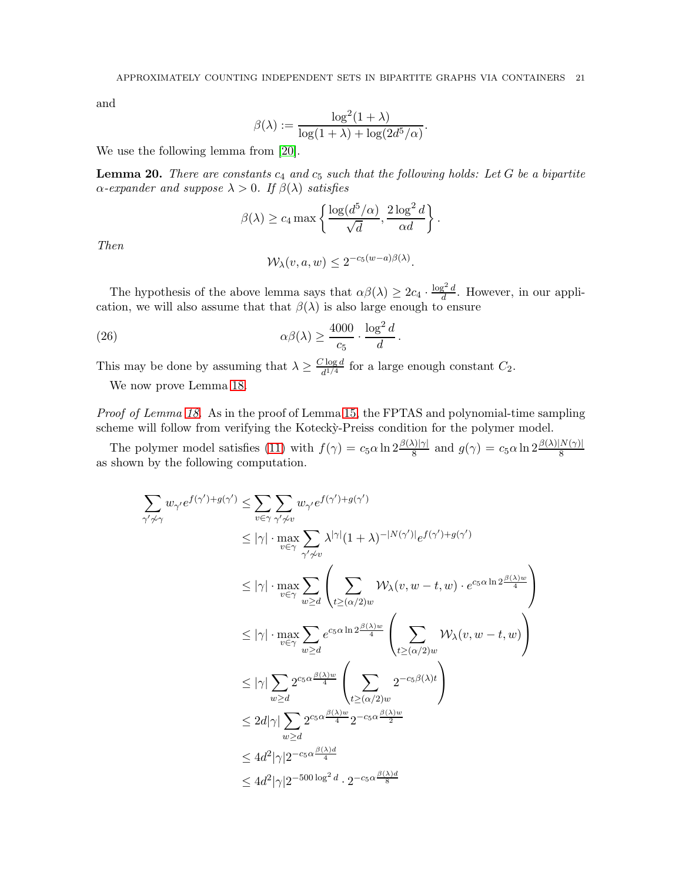and

$$\beta(\lambda) := \frac{\log^2(1+\lambda)}{\log(1+\lambda) + \log(2d^5/\alpha)}.$$

We use the following lemma from [20].

**Lemma 20.** *There are constants $c_4$ and $c_5$ such that the following holds: Let $G$ be a bipartite $\alpha$-expander and suppose $\lambda > 0$. If $\beta(\lambda)$ satisfies*

$$\beta(\lambda) \geq c_4 \max\left\{ \frac{\log(d^5/\alpha)}{\sqrt{d}}, \frac{2\log^2 d}{\alpha d} \right\}.$$

*Then*

$$\mathcal{W}_\lambda(v, a, w) \leq 2^{-c_5(w-a)\beta(\lambda)}.$$

The hypothesis of the above lemma says that $\alpha\beta(\lambda) \geq 2c_4 \cdot \frac{\log^2 d}{d}$. However, in our application, we will also assume that that $\beta(\lambda)$ is also large enough to ensure

$$\alpha\beta(\lambda) \geq \frac{4000}{c_5} \cdot \frac{\log^2 d}{d}. \tag{26}$$

This may be done by assuming that $\lambda \geq \frac{C\log d}{d^{1/4}}$ for a large enough constant $C_2$.

We now prove Lemma 18.

*Proof of Lemma 18.* As in the proof of Lemma 15, the FPTAS and polynomial-time sampling scheme will follow from verifying the Kotecký-Preiss condition for the polymer model.

The polymer model satisfies (11) with $f(\gamma) = c_5\alpha \ln 2\frac{\beta(\lambda)|\gamma|}{8}$ and $g(\gamma) = c_5\alpha \ln 2\frac{\beta(\lambda)|N(\gamma)|}{8}$ as shown by the following computation.

$$\begin{aligned}
\sum_{\gamma' \not\sim \gamma} w_{\gamma'} e^{f(\gamma')+g(\gamma')} &\leq \sum_{v\in\gamma} \sum_{\gamma' \not\sim v} w_{\gamma'} e^{f(\gamma')+g(\gamma')} \\
&\leq |\gamma| \cdot \max_{v\in\gamma} \sum_{\gamma'\not\sim v} \lambda^{|\gamma|}(1+\lambda)^{-|N(\gamma')|} e^{f(\gamma')+g(\gamma')} \\
&\leq |\gamma| \cdot \max_{v\in\gamma} \sum_{w\geq d} \left( \sum_{t\geq(\alpha/2)w} \mathcal{W}_\lambda(v, w-t, w) \cdot e^{c_5\alpha \ln 2\frac{\beta(\lambda)w}{4}} \right) \\
&\leq |\gamma| \cdot \max_{v\in\gamma} \sum_{w\geq d} e^{c_5\alpha \ln 2\frac{\beta(\lambda)w}{4}} \left( \sum_{t\geq(\alpha/2)w} \mathcal{W}_\lambda(v, w-t, w) \right) \\
&\leq |\gamma| \sum_{w\geq d} 2^{c_5\alpha\frac{\beta(\lambda)w}{4}} \left( \sum_{t\geq(\alpha/2)w} 2^{-c_5\beta(\lambda)t} \right) \\
&\leq 2d|\gamma| \sum_{w\geq d} 2^{c_5\alpha\frac{\beta(\lambda)w}{4}} 2^{-c_5\alpha\frac{\beta(\lambda)w}{2}} \\
&\leq 4d^2|\gamma| 2^{-c_5\alpha\frac{\beta(\lambda)d}{4}} \\
&\leq 4d^2|\gamma| 2^{-500\log^2 d} \cdot 2^{-c_5\alpha\frac{\beta(\lambda)d}{8}}
\end{aligned}$$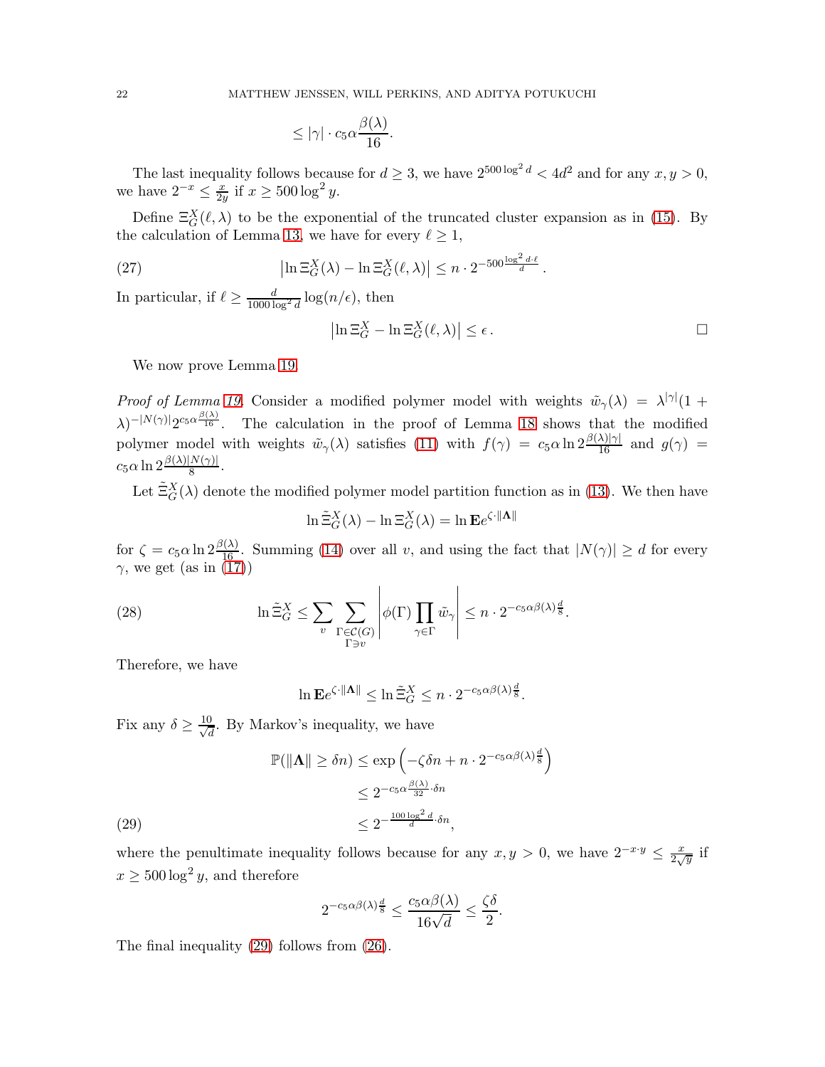$$\leq |\gamma| \cdot c_5 \alpha \frac{\beta(\lambda)}{16}.$$

The last inequality follows because for $d \geq 3$, we have $2^{500 \log^2 d} < 4d^2$ and for any $x, y > 0$, we have $2^{-x} \leq \frac{x}{2y}$ if $x \geq 500 \log^2 y$.

Define $\Xi_G^X(\ell, \lambda)$ to be the exponential of the truncated cluster expansion as in (15). By the calculation of Lemma 13, we have for every $\ell \geq 1$,

$$\left| \ln \Xi_G^X(\lambda) - \ln \Xi_G^X(\ell, \lambda) \right| \leq n \cdot 2^{-500 \frac{\log^2 d \cdot \ell}{d}}. \tag{27}$$

In particular, if $\ell \geq \frac{d}{1000 \log^2 d} \log(n/\epsilon)$, then

$$\left| \ln \Xi_G^X - \ln \Xi_G^X(\ell, \lambda) \right| \leq \epsilon. \qquad \square$$

We now prove Lemma 19.

*Proof of Lemma 19.* Consider a modified polymer model with weights $\tilde{w}_\gamma(\lambda) = \lambda^{|\gamma|}(1+\lambda)^{-|N(\gamma)|} 2^{c_5 \alpha \frac{\beta(\lambda)}{16}}$. The calculation in the proof of Lemma 18 shows that the modified polymer model with weights $\tilde{w}_\gamma(\lambda)$ satisfies (11) with $f(\gamma) = c_5 \alpha \ln 2 \frac{\beta(\lambda)|\gamma|}{16}$ and $g(\gamma) = c_5 \alpha \ln 2 \frac{\beta(\lambda)|N(\gamma)|}{8}$.

Let $\tilde{\Xi}_G^X(\lambda)$ denote the modified polymer model partition function as in (13). We then have

$$\ln \tilde{\Xi}_G^X(\lambda) - \ln \Xi_G^X(\lambda) = \ln \mathbf{E} e^{\zeta \cdot \|\mathbf{\Lambda}\|}$$

for $\zeta = c_5 \alpha \ln 2 \frac{\beta(\lambda)}{16}$. Summing (14) over all $v$, and using the fact that $|N(\gamma)| \geq d$ for every $\gamma$, we get (as in (17))

$$\ln \tilde{\Xi}_G^X \leq \sum_v \sum_{\substack{\Gamma \in \mathcal{C}(G) \\ \Gamma \ni v}} \left| \phi(\Gamma) \prod_{\gamma \in \Gamma} \tilde{w}_\gamma \right| \leq n \cdot 2^{-c_5 \alpha \beta(\lambda) \frac{d}{8}}. \tag{28}$$

Therefore, we have

$$\ln \mathbf{E} e^{\zeta \cdot \|\mathbf{\Lambda}\|} \leq \ln \tilde{\Xi}_G^X \leq n \cdot 2^{-c_5 \alpha \beta(\lambda) \frac{d}{8}}.$$

Fix any $\delta \geq \frac{10}{\sqrt{d}}$. By Markov's inequality, we have

$$\begin{aligned}
\mathbb{P}(\|\mathbf{\Lambda}\| \geq \delta n) &\leq \exp\left( -\zeta \delta n + n \cdot 2^{-c_5 \alpha \beta(\lambda) \frac{d}{8}} \right) \\
&\leq 2^{-c_5 \alpha \frac{\beta(\lambda)}{32} \cdot \delta n} \\
&\leq 2^{-\frac{100 \log^2 d}{d} \cdot \delta n},
\end{aligned} \tag{29}$$

where the penultimate inequality follows because for any $x, y > 0$, we have $2^{-x \cdot y} \leq \frac{x}{2\sqrt{y}}$ if $x \geq 500 \log^2 y$, and therefore

$$2^{-c_5 \alpha \beta(\lambda) \frac{d}{8}} \leq \frac{c_5 \alpha \beta(\lambda)}{16 \sqrt{d}} \leq \frac{\zeta \delta}{2}.$$

The final inequality (29) follows from (26).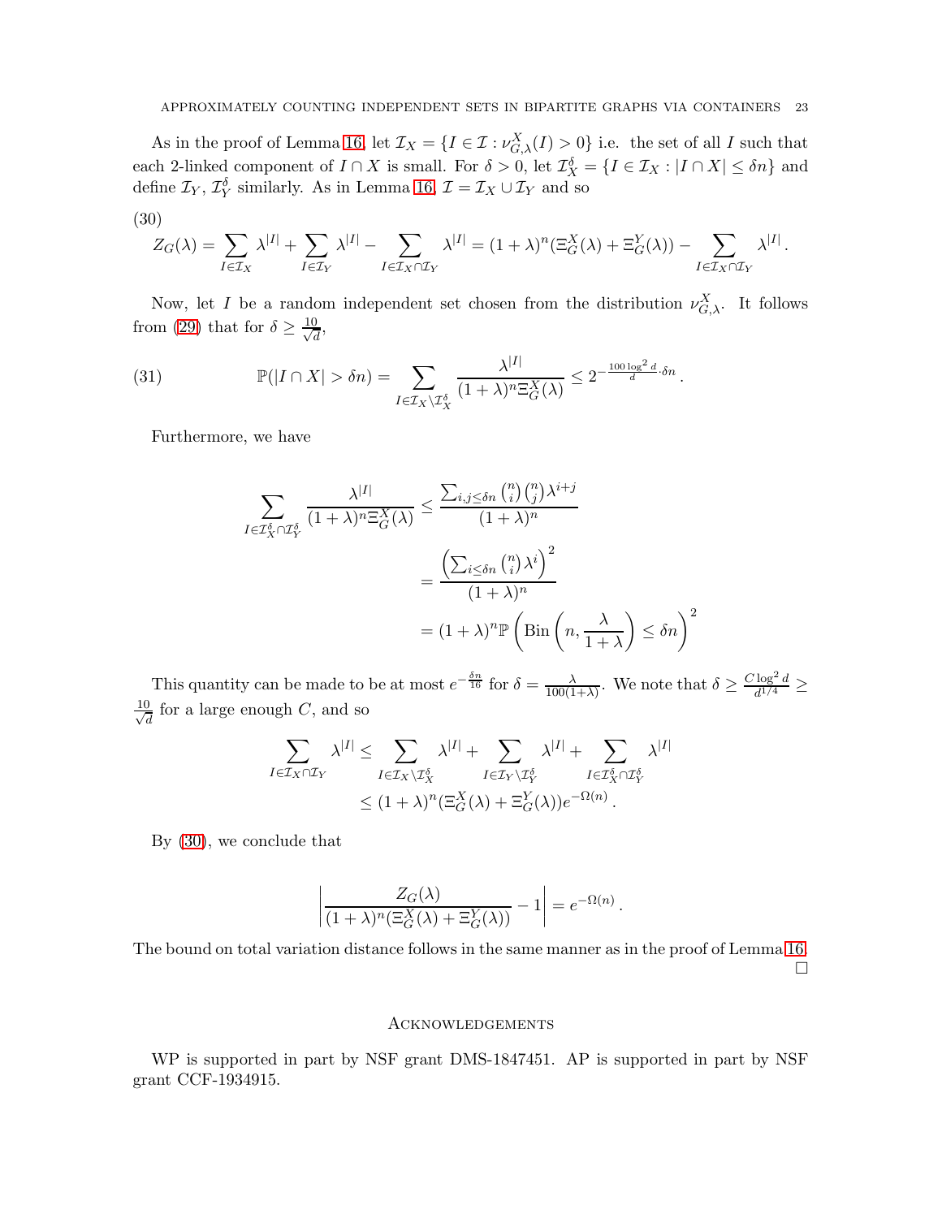As in the proof of Lemma 16, let $\mathcal{I}_X = \{I \in \mathcal{I} : \nu^X_{G,\lambda}(I) > 0\}$ i.e. the set of all $I$ such that each 2-linked component of $I \cap X$ is small. For $\delta > 0$, let $\mathcal{I}^\delta_X = \{I \in \mathcal{I}_X : |I \cap X| \le \delta n\}$ and define $\mathcal{I}_Y$, $\mathcal{I}^\delta_Y$ similarly. As in Lemma 16, $\mathcal{I} = \mathcal{I}_X \cup \mathcal{I}_Y$ and so

(30)

$$Z_G(\lambda) = \sum_{I \in \mathcal{I}_X} \lambda^{|I|} + \sum_{I \in \mathcal{I}_Y} \lambda^{|I|} - \sum_{I \in \mathcal{I}_X \cap \mathcal{I}_Y} \lambda^{|I|} = (1+\lambda)^n (\Xi^X_G(\lambda) + \Xi^Y_G(\lambda)) - \sum_{I \in \mathcal{I}_X \cap \mathcal{I}_Y} \lambda^{|I|}\,.$$

Now, let $I$ be a random independent set chosen from the distribution $\nu^X_{G,\lambda}$. It follows from (29) that for $\delta \ge \frac{10}{\sqrt{d}}$,

$$\mathbb{P}(|I \cap X| > \delta n) = \sum_{I \in \mathcal{I}_X \setminus \mathcal{I}^\delta_X} \frac{\lambda^{|I|}}{(1+\lambda)^n \Xi^X_G(\lambda)} \le 2^{-\frac{100 \log^2 d}{d} \cdot \delta n}\,. \tag{31}$$

Furthermore, we have

$$\begin{aligned}
\sum_{I \in \mathcal{I}^\delta_X \cap \mathcal{I}^\delta_Y} \frac{\lambda^{|I|}}{(1+\lambda)^n \Xi^X_G(\lambda)} &\le \frac{\sum_{i,j \le \delta n} \binom{n}{i}\binom{n}{j} \lambda^{i+j}}{(1+\lambda)^n} \\
&= \frac{\left(\sum_{i \le \delta n} \binom{n}{i} \lambda^i\right)^2}{(1+\lambda)^n} \\
&= (1+\lambda)^n \mathbb{P}\left(\mathrm{Bin}\left(n, \frac{\lambda}{1+\lambda}\right) \le \delta n\right)^2
\end{aligned}$$

This quantity can be made to be at most $e^{-\frac{\delta n}{16}}$ for $\delta = \frac{\lambda}{100(1+\lambda)}$. We note that $\delta \ge \frac{C \log^2 d}{d^{1/4}} \ge \frac{10}{\sqrt{d}}$ for a large enough $C$, and so

$$\begin{aligned}
\sum_{I \in \mathcal{I}_X \cap \mathcal{I}_Y} \lambda^{|I|} &\le \sum_{I \in \mathcal{I}_X \setminus \mathcal{I}^\delta_X} \lambda^{|I|} + \sum_{I \in \mathcal{I}_Y \setminus \mathcal{I}^\delta_Y} \lambda^{|I|} + \sum_{I \in \mathcal{I}^\delta_X \cap \mathcal{I}^\delta_Y} \lambda^{|I|} \\
&\le (1+\lambda)^n (\Xi^X_G(\lambda) + \Xi^Y_G(\lambda)) e^{-\Omega(n)}\,.
\end{aligned}$$

By (30), we conclude that

$$\left| \frac{Z_G(\lambda)}{(1+\lambda)^n (\Xi^X_G(\lambda) + \Xi^Y_G(\lambda))} - 1 \right| = e^{-\Omega(n)}\,.$$

The bound on total variation distance follows in the same manner as in the proof of Lemma 16. □

## Acknowledgements

WP is supported in part by NSF grant DMS-1847451. AP is supported in part by NSF grant CCF-1934915.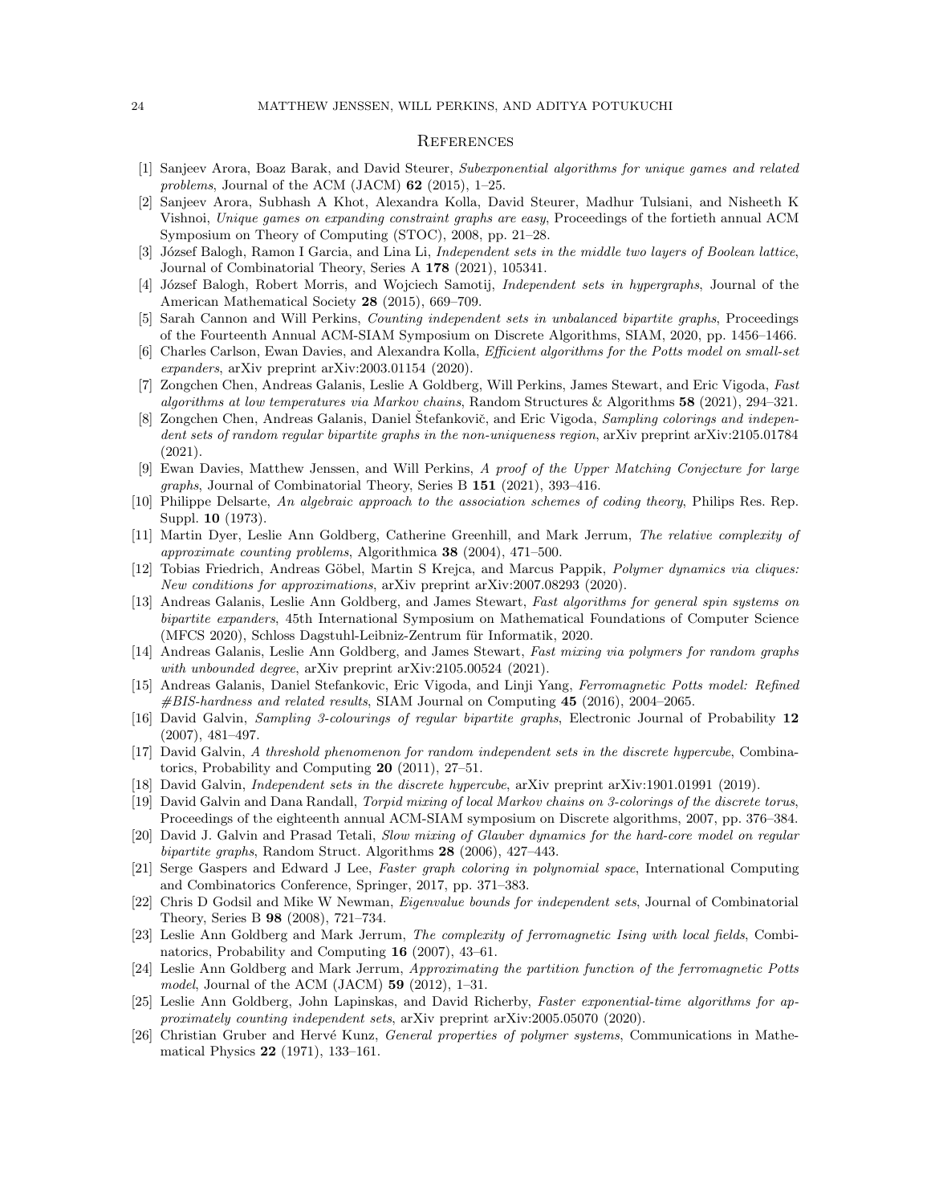## References

[1] Sanjeev Arora, Boaz Barak, and David Steurer, *Subexponential algorithms for unique games and related problems*, Journal of the ACM (JACM) **62** (2015), 1–25.

[2] Sanjeev Arora, Subhash A Khot, Alexandra Kolla, David Steurer, Madhur Tulsiani, and Nisheeth K Vishnoi, *Unique games on expanding constraint graphs are easy*, Proceedings of the fortieth annual ACM Symposium on Theory of Computing (STOC), 2008, pp. 21–28.

[3] József Balogh, Ramon I Garcia, and Lina Li, *Independent sets in the middle two layers of Boolean lattice*, Journal of Combinatorial Theory, Series A **178** (2021), 105341.

[4] József Balogh, Robert Morris, and Wojciech Samotij, *Independent sets in hypergraphs*, Journal of the American Mathematical Society **28** (2015), 669–709.

[5] Sarah Cannon and Will Perkins, *Counting independent sets in unbalanced bipartite graphs*, Proceedings of the Fourteenth Annual ACM-SIAM Symposium on Discrete Algorithms, SIAM, 2020, pp. 1456–1466.

[6] Charles Carlson, Ewan Davies, and Alexandra Kolla, *Efficient algorithms for the Potts model on small-set expanders*, arXiv preprint arXiv:2003.01154 (2020).

[7] Zongchen Chen, Andreas Galanis, Leslie A Goldberg, Will Perkins, James Stewart, and Eric Vigoda, *Fast algorithms at low temperatures via Markov chains*, Random Structures & Algorithms **58** (2021), 294–321.

[8] Zongchen Chen, Andreas Galanis, Daniel Štefankovič, and Eric Vigoda, *Sampling colorings and independent sets of random regular bipartite graphs in the non-uniqueness region*, arXiv preprint arXiv:2105.01784 (2021).

[9] Ewan Davies, Matthew Jenssen, and Will Perkins, *A proof of the Upper Matching Conjecture for large graphs*, Journal of Combinatorial Theory, Series B **151** (2021), 393–416.

[10] Philippe Delsarte, *An algebraic approach to the association schemes of coding theory*, Philips Res. Rep. Suppl. **10** (1973).

[11] Martin Dyer, Leslie Ann Goldberg, Catherine Greenhill, and Mark Jerrum, *The relative complexity of approximate counting problems*, Algorithmica **38** (2004), 471–500.

[12] Tobias Friedrich, Andreas Göbel, Martin S Krejca, and Marcus Pappik, *Polymer dynamics via cliques: New conditions for approximations*, arXiv preprint arXiv:2007.08293 (2020).

[13] Andreas Galanis, Leslie Ann Goldberg, and James Stewart, *Fast algorithms for general spin systems on bipartite expanders*, 45th International Symposium on Mathematical Foundations of Computer Science (MFCS 2020), Schloss Dagstuhl-Leibniz-Zentrum für Informatik, 2020.

[14] Andreas Galanis, Leslie Ann Goldberg, and James Stewart, *Fast mixing via polymers for random graphs with unbounded degree*, arXiv preprint arXiv:2105.00524 (2021).

[15] Andreas Galanis, Daniel Stefankovic, Eric Vigoda, and Linji Yang, *Ferromagnetic Potts model: Refined #BIS-hardness and related results*, SIAM Journal on Computing **45** (2016), 2004–2065.

[16] David Galvin, *Sampling 3-colourings of regular bipartite graphs*, Electronic Journal of Probability **12** (2007), 481–497.

[17] David Galvin, *A threshold phenomenon for random independent sets in the discrete hypercube*, Combinatorics, Probability and Computing **20** (2011), 27–51.

[18] David Galvin, *Independent sets in the discrete hypercube*, arXiv preprint arXiv:1901.01991 (2019).

[19] David Galvin and Dana Randall, *Torpid mixing of local Markov chains on 3-colorings of the discrete torus*, Proceedings of the eighteenth annual ACM-SIAM symposium on Discrete algorithms, 2007, pp. 376–384.

[20] David J. Galvin and Prasad Tetali, *Slow mixing of Glauber dynamics for the hard-core model on regular bipartite graphs*, Random Struct. Algorithms **28** (2006), 427–443.

[21] Serge Gaspers and Edward J Lee, *Faster graph coloring in polynomial space*, International Computing and Combinatorics Conference, Springer, 2017, pp. 371–383.

[22] Chris D Godsil and Mike W Newman, *Eigenvalue bounds for independent sets*, Journal of Combinatorial Theory, Series B **98** (2008), 721–734.

[23] Leslie Ann Goldberg and Mark Jerrum, *The complexity of ferromagnetic Ising with local fields*, Combinatorics, Probability and Computing **16** (2007), 43–61.

[24] Leslie Ann Goldberg and Mark Jerrum, *Approximating the partition function of the ferromagnetic Potts model*, Journal of the ACM (JACM) **59** (2012), 1–31.

[25] Leslie Ann Goldberg, John Lapinskas, and David Richerby, *Faster exponential-time algorithms for approximately counting independent sets*, arXiv preprint arXiv:2005.05070 (2020).

[26] Christian Gruber and Hervé Kunz, *General properties of polymer systems*, Communications in Mathematical Physics **22** (1971), 133–161.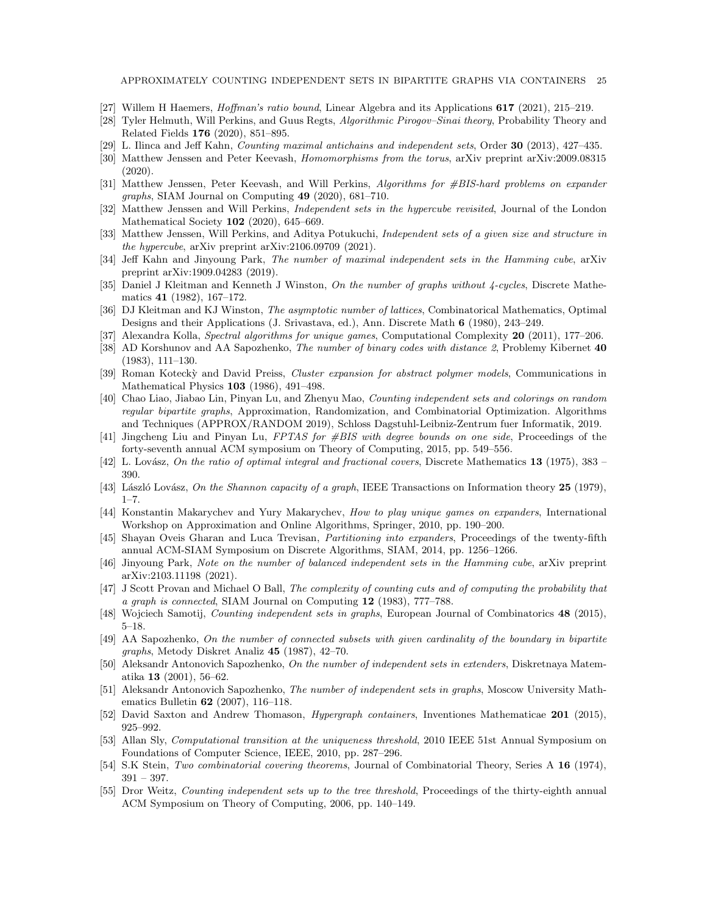[27] Willem H Haemers, *Hoffman's ratio bound*, Linear Algebra and its Applications **617** (2021), 215–219.

[28] Tyler Helmuth, Will Perkins, and Guus Regts, *Algorithmic Pirogov–Sinai theory*, Probability Theory and Related Fields **176** (2020), 851–895.

[29] L. Ilinca and Jeff Kahn, *Counting maximal antichains and independent sets*, Order **30** (2013), 427–435.

[30] Matthew Jenssen and Peter Keevash, *Homomorphisms from the torus*, arXiv preprint arXiv:2009.08315 (2020).

[31] Matthew Jenssen, Peter Keevash, and Will Perkins, *Algorithms for #BIS-hard problems on expander graphs*, SIAM Journal on Computing **49** (2020), 681–710.

[32] Matthew Jenssen and Will Perkins, *Independent sets in the hypercube revisited*, Journal of the London Mathematical Society **102** (2020), 645–669.

[33] Matthew Jenssen, Will Perkins, and Aditya Potukuchi, *Independent sets of a given size and structure in the hypercube*, arXiv preprint arXiv:2106.09709 (2021).

[34] Jeff Kahn and Jinyoung Park, *The number of maximal independent sets in the Hamming cube*, arXiv preprint arXiv:1909.04283 (2019).

[35] Daniel J Kleitman and Kenneth J Winston, *On the number of graphs without 4-cycles*, Discrete Mathematics **41** (1982), 167–172.

[36] DJ Kleitman and KJ Winston, *The asymptotic number of lattices*, Combinatorical Mathematics, Optimal Designs and their Applications (J. Srivastava, ed.), Ann. Discrete Math **6** (1980), 243–249.

[37] Alexandra Kolla, *Spectral algorithms for unique games*, Computational Complexity **20** (2011), 177–206.

[38] AD Korshunov and AA Sapozhenko, *The number of binary codes with distance 2*, Problemy Kibernet **40** (1983), 111–130.

[39] Roman Koteckỳ and David Preiss, *Cluster expansion for abstract polymer models*, Communications in Mathematical Physics **103** (1986), 491–498.

[40] Chao Liao, Jiabao Lin, Pinyan Lu, and Zhenyu Mao, *Counting independent sets and colorings on random regular bipartite graphs*, Approximation, Randomization, and Combinatorial Optimization. Algorithms and Techniques (APPROX/RANDOM 2019), Schloss Dagstuhl-Leibniz-Zentrum fuer Informatik, 2019.

[41] Jingcheng Liu and Pinyan Lu, *FPTAS for #BIS with degree bounds on one side*, Proceedings of the forty-seventh annual ACM symposium on Theory of Computing, 2015, pp. 549–556.

[42] L. Lovász, *On the ratio of optimal integral and fractional covers*, Discrete Mathematics **13** (1975), 383 – 390.

[43] László Lovász, *On the Shannon capacity of a graph*, IEEE Transactions on Information theory **25** (1979), 1–7.

[44] Konstantin Makarychev and Yury Makarychev, *How to play unique games on expanders*, International Workshop on Approximation and Online Algorithms, Springer, 2010, pp. 190–200.

[45] Shayan Oveis Gharan and Luca Trevisan, *Partitioning into expanders*, Proceedings of the twenty-fifth annual ACM-SIAM Symposium on Discrete Algorithms, SIAM, 2014, pp. 1256–1266.

[46] Jinyoung Park, *Note on the number of balanced independent sets in the Hamming cube*, arXiv preprint arXiv:2103.11198 (2021).

[47] J Scott Provan and Michael O Ball, *The complexity of counting cuts and of computing the probability that a graph is connected*, SIAM Journal on Computing **12** (1983), 777–788.

[48] Wojciech Samotij, *Counting independent sets in graphs*, European Journal of Combinatorics **48** (2015), 5–18.

[49] AA Sapozhenko, *On the number of connected subsets with given cardinality of the boundary in bipartite graphs*, Metody Diskret Analiz **45** (1987), 42–70.

[50] Aleksandr Antonovich Sapozhenko, *On the number of independent sets in extenders*, Diskretnaya Matematika **13** (2001), 56–62.

[51] Aleksandr Antonovich Sapozhenko, *The number of independent sets in graphs*, Moscow University Mathematics Bulletin **62** (2007), 116–118.

[52] David Saxton and Andrew Thomason, *Hypergraph containers*, Inventiones Mathematicae **201** (2015), 925–992.

[53] Allan Sly, *Computational transition at the uniqueness threshold*, 2010 IEEE 51st Annual Symposium on Foundations of Computer Science, IEEE, 2010, pp. 287–296.

[54] S.K Stein, *Two combinatorial covering theorems*, Journal of Combinatorial Theory, Series A **16** (1974), 391 – 397.

[55] Dror Weitz, *Counting independent sets up to the tree threshold*, Proceedings of the thirty-eighth annual ACM Symposium on Theory of Computing, 2006, pp. 140–149.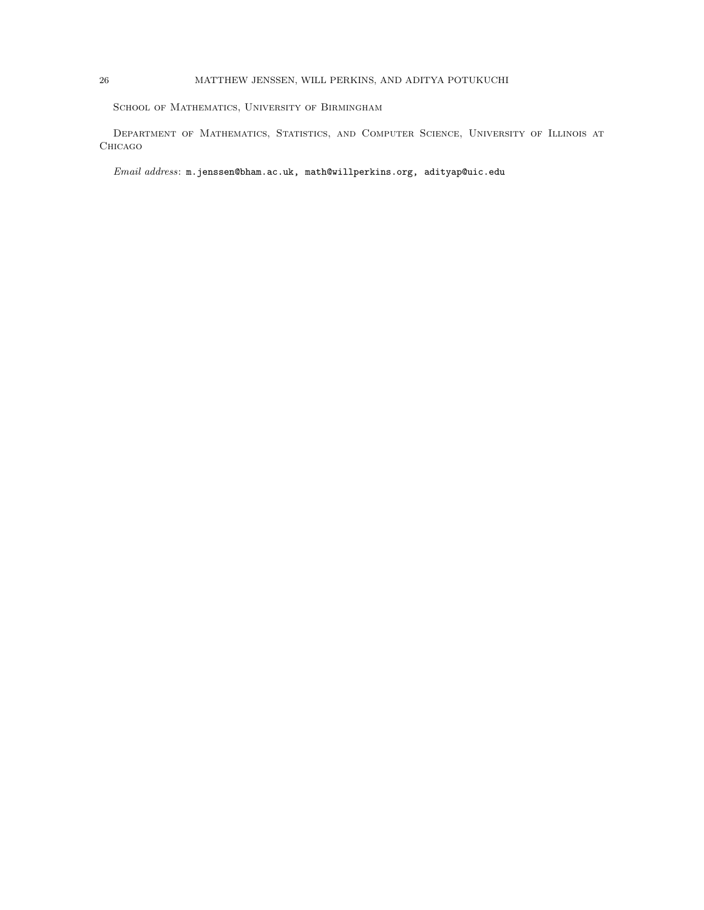School of Mathematics, University of Birmingham

Department of Mathematics, Statistics, and Computer Science, University of Illinois at Chicago

*Email address*: `m.jenssen@bham.ac.uk, math@willperkins.org, adityap@uic.edu`